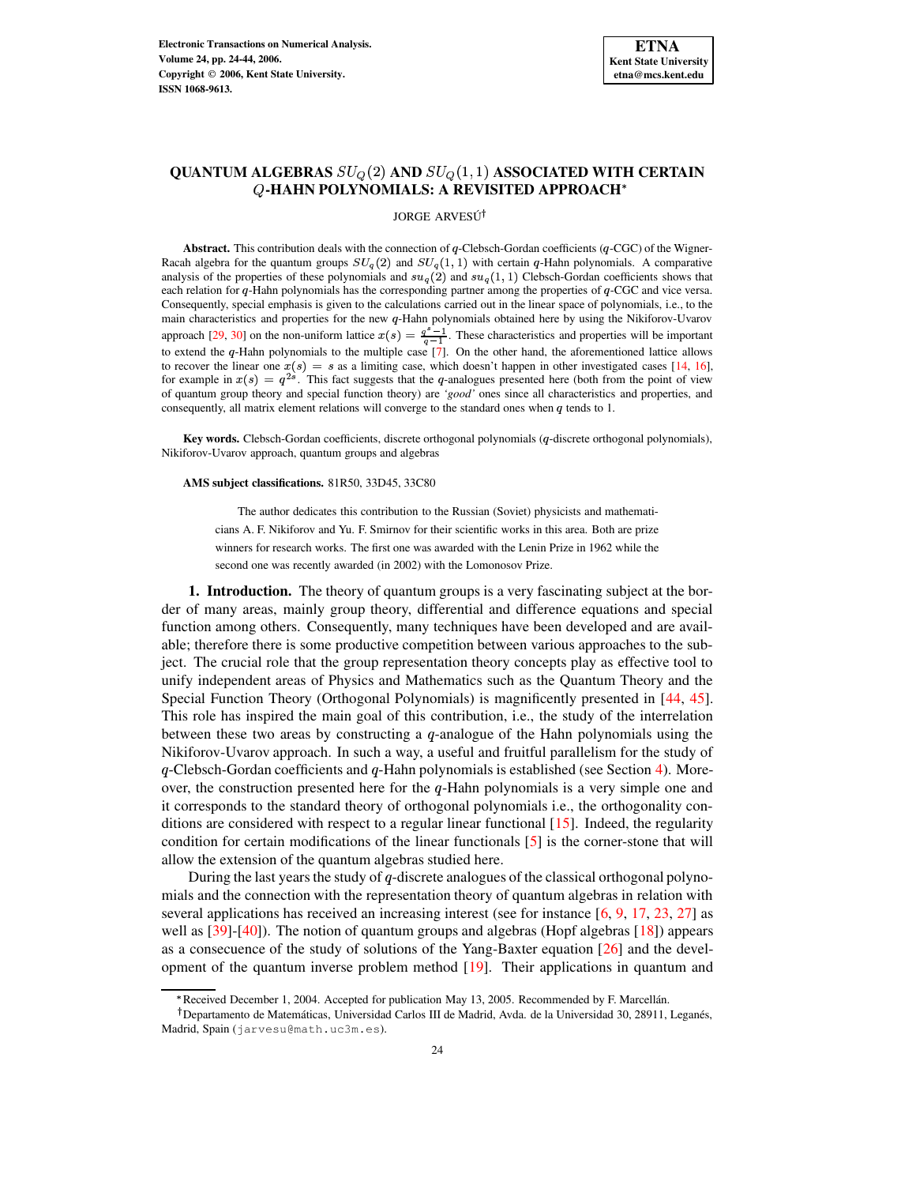# QUANTUM ALGEBRAS $SU_Q(2)$ AND $SU_Q(1,1)$ ASSOCIATED WITH CERTAIN $Q$-HAHN POLYNOMIALS: A REVISITED APPROACH*

JORGE ARVESÚ†

**Abstract.** This contribution deals with the connection of $q$-Clebsch-Gordan coefficients ($q$-CGC) of the Wigner-Racah algebra for the quantum groups $SU_q(2)$ and $SU_q(1,1)$ with certain $q$-Hahn polynomials. A comparative analysis of the properties of these polynomials and $su_q(2)$ and $su_q(1,1)$ Clebsch-Gordan coefficients shows that each relation for $q$-Hahn polynomials has the corresponding partner among the properties of $q$-CGC and vice versa. Consequently, special emphasis is given to the calculations carried out in the linear space of polynomials, i.e., to the main characteristics and properties for the new $q$-Hahn polynomials obtained here by using the Nikiforov-Uvarov approach [29, 30] on the non-uniform lattice $x(s) = \frac{q^s-1}{q-1}$. These characteristics and properties will be important to extend the $q$-Hahn polynomials to the multiple case [7]. On the other hand, the aforementioned lattice allows to recover the linear one $x(s) = s$ as a limiting case, which doesn't happen in other investigated cases [14, 16], for example in $x(s) = q^{2s}$. This fact suggests that the $q$-analogues presented here (both from the point of view of quantum group theory and special function theory) are *'good'* ones since all characteristics and properties, and consequently, all matrix element relations will converge to the standard ones when $q$ tends to 1.

**Key words.** Clebsch-Gordan coefficients, discrete orthogonal polynomials ($q$-discrete orthogonal polynomials), Nikiforov-Uvarov approach, quantum groups and algebras

**AMS subject classifications.** 81R50, 33D45, 33C80

The author dedicates this contribution to the Russian (Soviet) physicists and mathematicians A. F. Nikiforov and Yu. F. Smirnov for their scientific works in this area. Both are prize winners for research works. The first one was awarded with the Lenin Prize in 1962 while the second one was recently awarded (in 2002) with the Lomonosov Prize.

## 1. Introduction.

The theory of quantum groups is a very fascinating subject at the border of many areas, mainly group theory, differential and difference equations and special function among others. Consequently, many techniques have been developed and are available; therefore there is some productive competition between various approaches to the subject. The crucial role that the group representation theory concepts play as effective tool to unify independent areas of Physics and Mathematics such as the Quantum Theory and the Special Function Theory (Orthogonal Polynomials) is magnificently presented in [44, 45]. This role has inspired the main goal of this contribution, i.e., the study of the interrelation between these two areas by constructing a $q$-analogue of the Hahn polynomials using the Nikiforov-Uvarov approach. In such a way, a useful and fruitful parallelism for the study of $q$-Clebsch-Gordan coefficients and $q$-Hahn polynomials is established (see Section 4). Moreover, the construction presented here for the $q$-Hahn polynomials is a very simple one and it corresponds to the standard theory of orthogonal polynomials i.e., the orthogonality conditions are considered with respect to a regular linear functional [15]. Indeed, the regularity condition for certain modifications of the linear functionals [5] is the corner-stone that will allow the extension of the quantum algebras studied here.

During the last years the study of $q$-discrete analogues of the classical orthogonal polynomials and the connection with the representation theory of quantum algebras in relation with several applications has received an increasing interest (see for instance [6, 9, 17, 23, 27] as well as [39]-[40]). The notion of quantum groups and algebras (Hopf algebras [18]) appears as a consecuence of the study of solutions of the Yang-Baxter equation [26] and the development of the quantum inverse problem method [19]. Their applications in quantum and

*Received December 1, 2004. Accepted for publication May 13, 2005. Recommended by F. Marcellán.

†Departamento de Matemáticas, Universidad Carlos III de Madrid, Avda. de la Universidad 30, 28911, Leganés, Madrid, Spain (jarvesu@math.uc3m.es).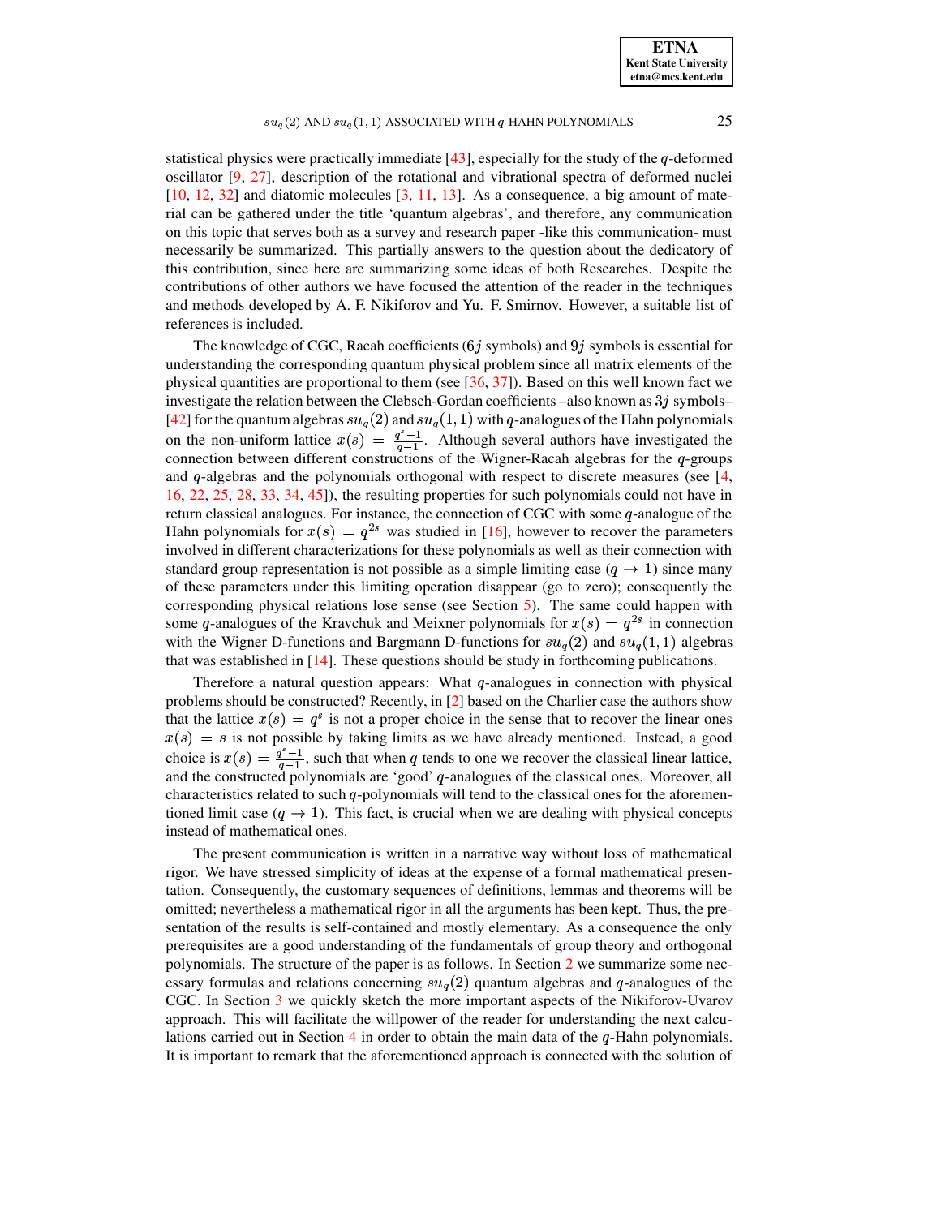statistical physics were practically immediate [43], especially for the study of the $q$-deformed oscillator [9, 27], description of the rotational and vibrational spectra of deformed nuclei [10, 12, 32] and diatomic molecules [3, 11, 13]. As a consequence, a big amount of material can be gathered under the title 'quantum algebras', and therefore, any communication on this topic that serves both as a survey and research paper -like this communication- must necessarily be summarized. This partially answers to the question about the dedicatory of this contribution, since here are summarizing some ideas of both Researches. Despite the contributions of other authors we have focused the attention of the reader in the techniques and methods developed by A. F. Nikiforov and Yu. F. Smirnov. However, a suitable list of references is included.

The knowledge of CGC, Racah coefficients ($6j$ symbols) and $9j$ symbols is essential for understanding the corresponding quantum physical problem since all matrix elements of the physical quantities are proportional to them (see [36, 37]). Based on this well known fact we investigate the relation between the Clebsch-Gordan coefficients –also known as $3j$ symbols– [42] for the quantum algebras $su_q(2)$ and $su_q(1,1)$ with $q$-analogues of the Hahn polynomials on the non-uniform lattice $x(s) = \frac{q^s-1}{q-1}$. Although several authors have investigated the connection between different constructions of the Wigner-Racah algebras for the $q$-groups and $q$-algebras and the polynomials orthogonal with respect to discrete measures (see [4, 16, 22, 25, 28, 33, 34, 45]), the resulting properties for such polynomials could not have in return classical analogues. For instance, the connection of CGC with some $q$-analogue of the Hahn polynomials for $x(s) = q^{2s}$ was studied in [16], however to recover the parameters involved in different characterizations for these polynomials as well as their connection with standard group representation is not possible as a simple limiting case ($q \to 1$) since many of these parameters under this limiting operation disappear (go to zero); consequently the corresponding physical relations lose sense (see Section 5). The same could happen with some $q$-analogues of the Kravchuk and Meixner polynomials for $x(s) = q^{2s}$ in connection with the Wigner D-functions and Bargmann D-functions for $su_q(2)$ and $su_q(1,1)$ algebras that was established in [14]. These questions should be study in forthcoming publications.

Therefore a natural question appears: What $q$-analogues in connection with physical problems should be constructed? Recently, in [2] based on the Charlier case the authors show that the lattice $x(s) = q^s$ is not a proper choice in the sense that to recover the linear ones $x(s) = s$ is not possible by taking limits as we have already mentioned. Instead, a good choice is $x(s) = \frac{q^s-1}{q-1}$, such that when $q$ tends to one we recover the classical linear lattice, and the constructed polynomials are 'good' $q$-analogues of the classical ones. Moreover, all characteristics related to such $q$-polynomials will tend to the classical ones for the aforementioned limit case ($q \to 1$). This fact, is crucial when we are dealing with physical concepts instead of mathematical ones.

The present communication is written in a narrative way without loss of mathematical rigor. We have stressed simplicity of ideas at the expense of a formal mathematical presentation. Consequently, the customary sequences of definitions, lemmas and theorems will be omitted; nevertheless a mathematical rigor in all the arguments has been kept. Thus, the presentation of the results is self-contained and mostly elementary. As a consequence the only prerequisites are a good understanding of the fundamentals of group theory and orthogonal polynomials. The structure of the paper is as follows. In Section 2 we summarize some necessary formulas and relations concerning $su_q(2)$ quantum algebras and $q$-analogues of the CGC. In Section 3 we quickly sketch the more important aspects of the Nikiforov-Uvarov approach. This will facilitate the willpower of the reader for understanding the next calculations carried out in Section 4 in order to obtain the main data of the $q$-Hahn polynomials. It is important to remark that the aforementioned approach is connected with the solution of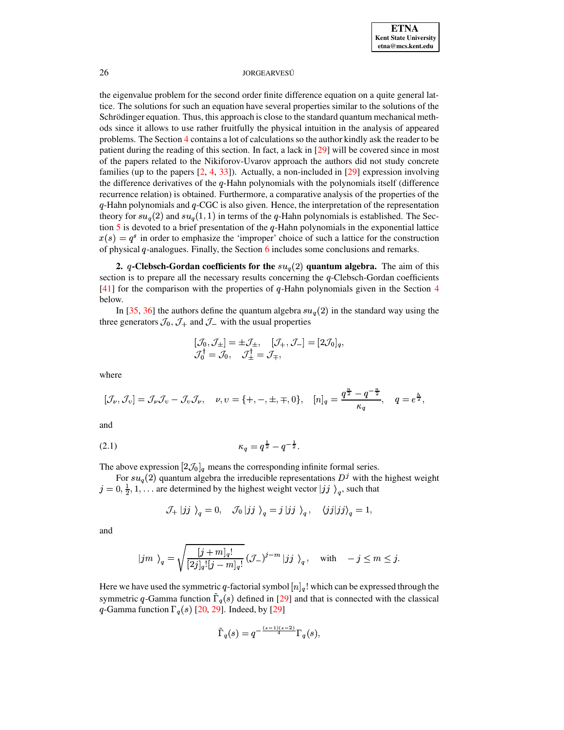the eigenvalue problem for the second order finite difference equation on a quite general lattice. The solutions for such an equation have several properties similar to the solutions of the Schrödinger equation. Thus, this approach is close to the standard quantum mechanical methods since it allows to use rather fruitfully the physical intuition in the analysis of appeared problems. The Section 4 contains a lot of calculations so the author kindly ask the reader to be patient during the reading of this section. In fact, a lack in [29] will be covered since in most of the papers related to the Nikiforov-Uvarov approach the authors did not study concrete families (up to the papers [2, 4, 33]). Actually, a non-included in [29] expression involving the difference derivatives of the $q$-Hahn polynomials with the polynomials itself (difference recurrence relation) is obtained. Furthermore, a comparative analysis of the properties of the $q$-Hahn polynomials and $q$-CGC is also given. Hence, the interpretation of the representation theory for $su_q(2)$ and $su_q(1,1)$ in terms of the $q$-Hahn polynomials is established. The Section 5 is devoted to a brief presentation of the $q$-Hahn polynomials in the exponential lattice $x(s) = q^s$ in order to emphasize the 'improper' choice of such a lattice for the construction of physical $q$-analogues. Finally, the Section 6 includes some conclusions and remarks.

## 2. $q$-Clebsch-Gordan coefficients for the $su_q(2)$ quantum algebra.

The aim of this section is to prepare all the necessary results concerning the $q$-Clebsch-Gordan coefficients [41] for the comparison with the properties of $q$-Hahn polynomials given in the Section 4 below.

In [35, 36] the authors define the quantum algebra $su_q(2)$ in the standard way using the three generators $\mathcal{J}_0$, $\mathcal{J}_+$ and $\mathcal{J}_-$ with the usual properties

$$
\begin{array}{l}
[\mathcal{J}_0, \mathcal{J}_\pm] = \pm \mathcal{J}_\pm, \quad [\mathcal{J}_+, \mathcal{J}_-] = [2\mathcal{J}_0]_q, \\
\mathcal{J}_0^\dagger = \mathcal{J}_0, \quad \mathcal{J}_\pm^\dagger = \mathcal{J}_\mp,
\end{array}
$$

where

$$
[\mathcal{J}_\nu, \mathcal{J}_\upsilon] = \mathcal{J}_\nu \mathcal{J}_\upsilon - \mathcal{J}_\upsilon \mathcal{J}_\nu, \quad \nu, \upsilon = \{+, -, \pm, \mp, 0\}, \quad [n]_q = \frac{q^{\frac{n}{2}} - q^{-\frac{n}{2}}}{\kappa_q}, \quad q = e^{\frac{h}{2}},
$$

and

$$
\kappa_q = q^{\frac{1}{2}} - q^{-\frac{1}{2}}. \tag{2.1}
$$

The above expression $[2\mathcal{J}_0]_q$ means the corresponding infinite formal series.

For $su_q(2)$ quantum algebra the irreducible representations $D^j$ with the highest weight $j = 0, \frac{1}{2}, 1, \ldots$ are determined by the highest weight vector $|jj\rangle_q$, such that

$$
\mathcal{J}_+ |jj\rangle_q = 0, \quad \mathcal{J}_0 |jj\rangle_q = j\, |jj\rangle_q, \quad \langle jj|jj\rangle_q = 1,
$$

and

$$
|jm\rangle_q = \sqrt{\frac{[j+m]_q!}{[2j]_q![j-m]_q!}}\, (\mathcal{J}_-)^{j-m} |jj\rangle_q, \quad \text{with} \quad -j \le m \le j.
$$

Here we have used the symmetric $q$-factorial symbol $[n]_q!$ which can be expressed through the symmetric $q$-Gamma function $\tilde{\Gamma}_q(s)$ defined in [29] and that is connected with the classical $q$-Gamma function $\Gamma_q(s)$ [20, 29]. Indeed, by [29]

$$
\tilde{\Gamma}_q(s) = q^{-\frac{(s-1)(s-2)}{4}} \Gamma_q(s),
$$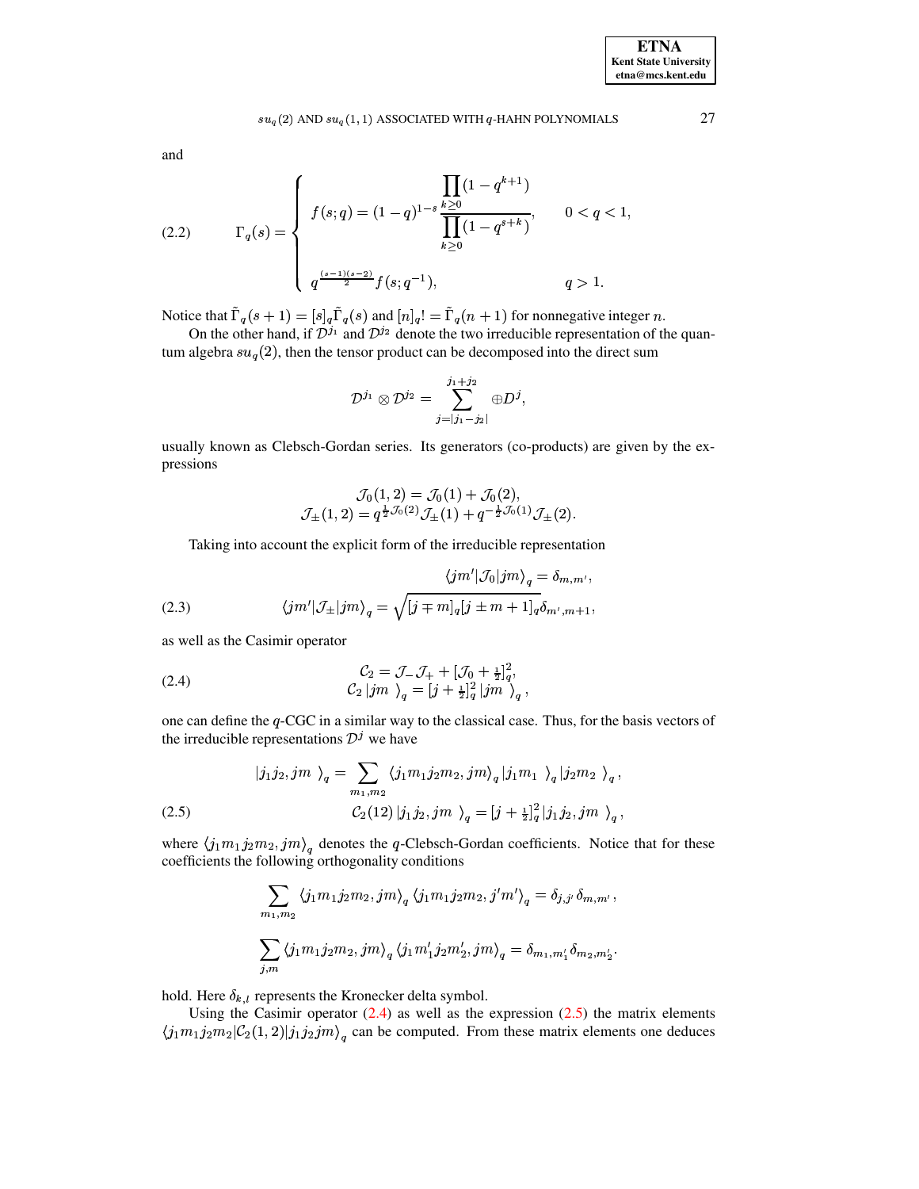and

$$
\Gamma_q(s) = \begin{cases} f(s;q) = (1-q)^{1-s} \dfrac{\prod\limits_{k\geq 0}(1-q^{k+1})}{\prod\limits_{k\geq 0}(1-q^{s+k})}, & 0<q<1, \\ \\ q^{\frac{(s-1)(s-2)}{2}} f(s;q^{-1}), & q>1. \end{cases} \tag{2.2}
$$

Notice that $\tilde{\Gamma}_q(s+1) = [s]_q \tilde{\Gamma}_q(s)$ and $[n]_q! = \tilde{\Gamma}_q(n+1)$ for nonnegative integer $n$.

On the other hand, if $\mathcal{D}^{j_1}$ and $\mathcal{D}^{j_2}$ denote the two irreducible representation of the quantum algebra $su_q(2)$, then the tensor product can be decomposed into the direct sum

$$
\mathcal{D}^{j_1} \otimes \mathcal{D}^{j_2} = \sum_{j=|j_1-j_2|}^{j_1+j_2} \oplus D^j,
$$

usually known as Clebsch-Gordan series. Its generators (co-products) are given by the expressions

$$
\begin{gathered}
\mathcal{J}_0(1,2) = \mathcal{J}_0(1) + \mathcal{J}_0(2), \\
\mathcal{J}_\pm(1,2) = q^{\frac{1}{2}\mathcal{J}_0(2)} \mathcal{J}_\pm(1) + q^{-\frac{1}{2}\mathcal{J}_0(1)} \mathcal{J}_\pm(2).
\end{gathered}
$$

Taking into account the explicit form of the irreducible representation

$$
\begin{aligned}
\langle jm' | \mathcal{J}_0 | jm \rangle_q &= \delta_{m,m'}, \\
\langle jm' | \mathcal{J}_\pm | jm \rangle_q &= \sqrt{[j \mp m]_q [j \pm m + 1]_q}\, \delta_{m',m+1},
\end{aligned} \tag{2.3}
$$

as well as the Casimir operator

$$
\begin{aligned}
\mathcal{C}_2 &= \mathcal{J}_- \mathcal{J}_+ + [\mathcal{J}_0 + \tfrac{1}{2}]_q^2, \\
\mathcal{C}_2 \left| jm \right\rangle_q &= [j + \tfrac{1}{2}]_q^2 \left| jm \right\rangle_q,
\end{aligned} \tag{2.4}
$$

one can define the $q$-CGC in a similar way to the classical case. Thus, for the basis vectors of the irreducible representations $\mathcal{D}^j$ we have

$$
\begin{aligned}
\left| j_1 j_2, jm \right\rangle_q &= \sum_{m_1,m_2} \langle j_1 m_1 j_2 m_2, jm \rangle_q \left| j_1 m_1 \right\rangle_q \left| j_2 m_2 \right\rangle_q, \\
\mathcal{C}_2(12) \left| j_1 j_2, jm \right\rangle_q &= [j + \tfrac{1}{2}]_q^2 \left| j_1 j_2, jm \right\rangle_q,
\end{aligned} \tag{2.5}
$$

where $\langle j_1 m_1 j_2 m_2, jm \rangle_q$ denotes the $q$-Clebsch-Gordan coefficients. Notice that for these coefficients the following orthogonality conditions

$$
\sum_{m_1,m_2} \langle j_1 m_1 j_2 m_2, jm \rangle_q \langle j_1 m_1 j_2 m_2, j'm' \rangle_q = \delta_{j,j'}\, \delta_{m,m'},
$$

$$
\sum_{j,m} \langle j_1 m_1 j_2 m_2, jm \rangle_q \langle j_1 m_1' j_2 m_2', jm \rangle_q = \delta_{m_1,m_1'} \delta_{m_2,m_2'}.
$$

hold. Here $\delta_{k,l}$ represents the Kronecker delta symbol.

Using the Casimir operator (2.4) as well as the expression (2.5) the matrix elements $\langle j_1 m_1 j_2 m_2 | \mathcal{C}_2(1,2) | j_1 j_2 jm \rangle_q$ can be computed. From these matrix elements one deduces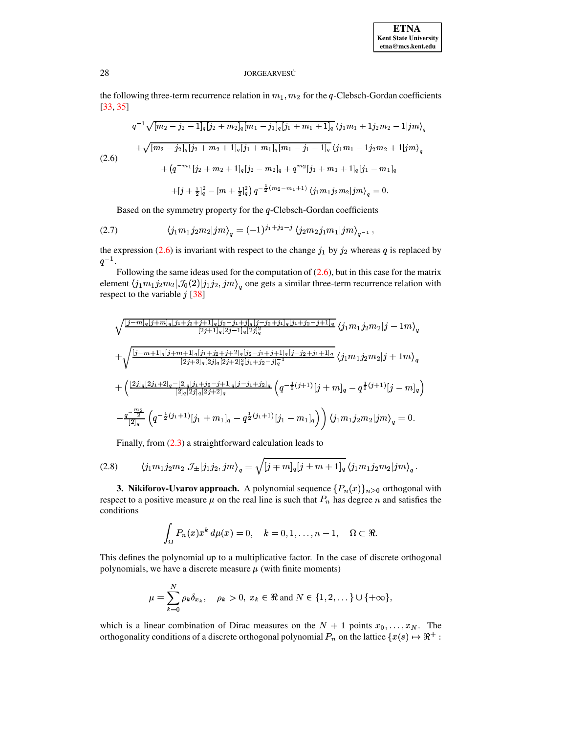the following three-term recurrence relation in $m_1, m_2$ for the $q$-Clebsch-Gordan coefficients [33, 35]

$$
\begin{aligned}
& q^{-1}\sqrt{[m_2-j_2-1]_q[j_2+m_2]_q[m_1-j_1]_q[j_1+m_1+1]_q}\,\langle j_1 m_1+1 j_2 m_2-1|jm\rangle_q \\
& +\sqrt{[m_2-j_2]_q[j_2+m_2+1]_q[j_1+m_1]_q[m_1-j_1-1]_q}\,\langle j_1 m_1-1 j_2 m_2+1|jm\rangle_q \\
& \quad +\big(q^{-m_1}[j_2+m_2+1]_q[j_2-m_2]_q+q^{m_2}[j_1+m_1+1]_q[j_1-m_1]_q \\
& \quad\quad +[j+\tfrac{1}{2}]_q^2-[m+\tfrac{1}{2}]_q^2\big)\,q^{-\frac{1}{2}(m_2-m_1+1)}\,\langle j_1 m_1 j_2 m_2|jm\rangle_q=0.
\end{aligned}
\tag{2.6}
$$

Based on the symmetry property for the $q$-Clebsch-Gordan coefficients

$$
\langle j_1 m_1 j_2 m_2|jm\rangle_q=(-1)^{j_1+j_2-j}\,\langle j_2 m_2 j_1 m_1|jm\rangle_{q^{-1}}\,,
\tag{2.7}
$$

the expression (2.6) is invariant with respect to the change $j_1$ by $j_2$ whereas $q$ is replaced by $q^{-1}$.

Following the same ideas used for the computation of (2.6), but in this case for the matrix element $\langle j_1 m_1 j_2 m_2|\mathcal{J}_0(2)|j_1 j_2, jm\rangle_q$ one gets a similar three-term recurrence relation with respect to the variable $j$ [38]

$$
\begin{aligned}
& \sqrt{\tfrac{[j-m]_q[j+m]_q[j_1+j_2+j+1]_q[j_2-j_1+j]_q[j-j_2+j_1]_q[j_1+j_2-j+1]_q}{[2j+1]_q[2j-1]_q[2j]_q^2}}\,\langle j_1 m_1 j_2 m_2|j-1 m\rangle_q \\
& +\sqrt{\tfrac{[j-m+1]_q[j+m+1]_q[j_1+j_2+j+2]_q[j_2-j_1+j+1]_q[j-j_2+j_1+1]_q}{[2j+3]_q[2j]_q[2j+2]_q^2[j_1+j_2-j]_q^{-1}}}\,\langle j_1 m_1 j_2 m_2|j+1 m\rangle_q \\
& +\Big(\tfrac{[2j]_q[2j_1+2]_q-[2]_q[j_1+j_2-j+1]_q[j-j_1+j_2]_q}{[2]_q[2j]_q[2j+2]_q}\left(q^{-\frac{1}{2}(j+1)}[j+m]_q-q^{\frac{1}{2}(j+1)}[j-m]_q\right) \\
& -\tfrac{q^{-\frac{m_2}{2}}}{[2]_q}\left(q^{-\frac{1}{2}(j_1+1)}[j_1+m_1]_q-q^{\frac{1}{2}(j_1+1)}[j_1-m_1]_q\right)\Big)\,\langle j_1 m_1 j_2 m_2|jm\rangle_q=0.
\end{aligned}
$$

Finally, from (2.3) a straightforward calculation leads to

$$
\langle j_1 m_1 j_2 m_2|\mathcal{J}_\pm|j_1 j_2, jm\rangle_q=\sqrt{[j\mp m]_q[j\pm m+1]_q}\,\langle j_1 m_1 j_2 m_2|jm\rangle_q\,.
\tag{2.8}
$$

**3. Nikiforov-Uvarov approach.** A polynomial sequence $\{P_n(x)\}_{n\geq 0}$ orthogonal with respect to a positive measure $\mu$ on the real line is such that $P_n$ has degree $n$ and satisfies the conditions

$$
\int_\Omega P_n(x)x^k\,d\mu(x)=0,\quad k=0,1,\dots,n-1,\quad \Omega\subset\Re.
$$

This defines the polynomial up to a multiplicative factor. In the case of discrete orthogonal polynomials, we have a discrete measure $\mu$ (with finite moments)

$$
\mu=\sum_{k=0}^{N}\rho_k\delta_{x_k},\quad \rho_k>0,\ x_k\in\Re \text{ and } N\in\{1,2,\dots\}\cup\{+\infty\},
$$

which is a linear combination of Dirac measures on the $N+1$ points $x_0,\dots,x_N$. The orthogonality conditions of a discrete orthogonal polynomial $P_n$ on the lattice $\{x(s)\mapsto\Re^+:$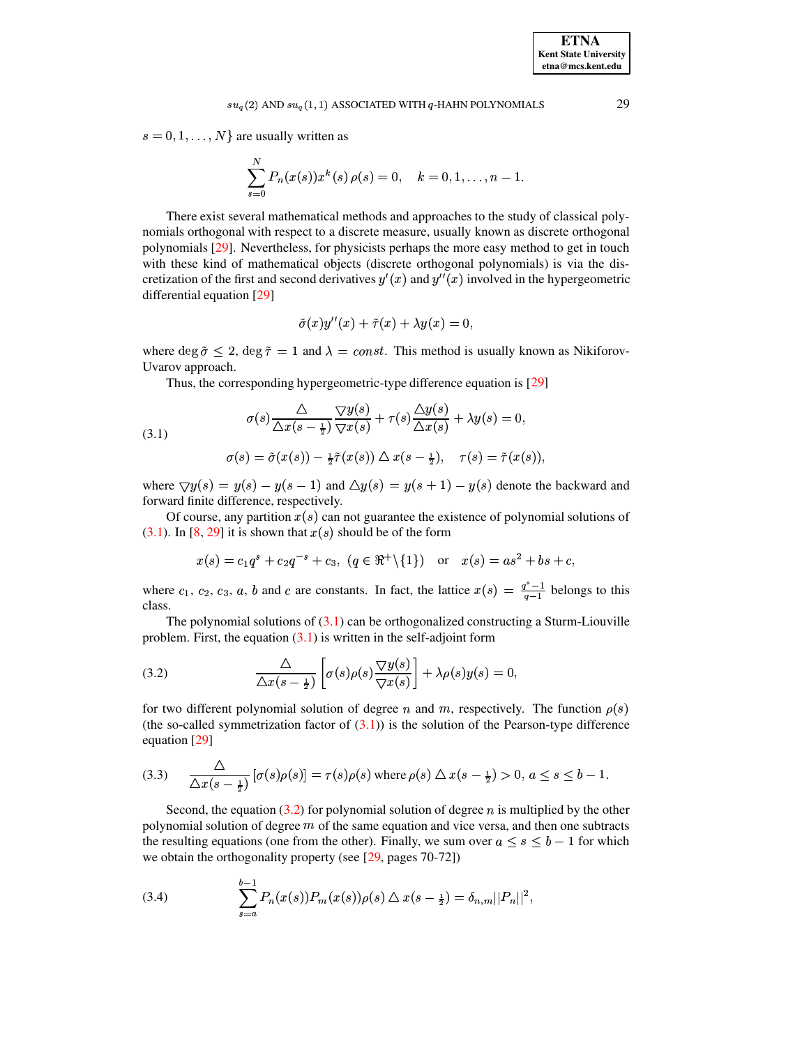$s = 0, 1, \ldots, N\}$ are usually written as

$$\sum_{s=0}^{N} P_n(x(s)) x^k(s)\,\rho(s) = 0, \quad k = 0, 1, \ldots, n-1.$$

There exist several mathematical methods and approaches to the study of classical polynomials orthogonal with respect to a discrete measure, usually known as discrete orthogonal polynomials [29]. Nevertheless, for physicists perhaps the more easy method to get in touch with these kind of mathematical objects (discrete orthogonal polynomials) is via the discretization of the first and second derivatives $y'(x)$ and $y''(x)$ involved in the hypergeometric differential equation [29]

$$\tilde{\sigma}(x) y''(x) + \tilde{\tau}(x) + \lambda y(x) = 0,$$

where $\deg \tilde{\sigma} \leq 2$, $\deg \tilde{\tau} = 1$ and $\lambda = const$. This method is usually known as Nikiforov-Uvarov approach.

Thus, the corresponding hypergeometric-type difference equation is [29]

$$\begin{gathered} \sigma(s) \frac{\triangle}{\triangle x(s - \frac{1}{2})} \frac{\nabla y(s)}{\nabla x(s)} + \tau(s) \frac{\triangle y(s)}{\triangle x(s)} + \lambda y(s) = 0, \\ \sigma(s) = \tilde{\sigma}(x(s)) - \tfrac{1}{2} \tilde{\tau}(x(s)) \triangle x(s - \tfrac{1}{2}), \quad \tau(s) = \tilde{\tau}(x(s)), \end{gathered} \tag{3.1}$$

where $\nabla y(s) = y(s) - y(s-1)$ and $\triangle y(s) = y(s+1) - y(s)$ denote the backward and forward finite difference, respectively.

Of course, any partition $x(s)$ can not guarantee the existence of polynomial solutions of (3.1). In [8, 29] it is shown that $x(s)$ should be of the form

$$x(s) = c_1 q^s + c_2 q^{-s} + c_3, \;\; (q \in \Re^+ \backslash \{1\}) \quad \text{or} \quad x(s) = a s^2 + b s + c,$$

where $c_1$, $c_2$, $c_3$, $a$, $b$ and $c$ are constants. In fact, the lattice $x(s) = \frac{q^s - 1}{q - 1}$ belongs to this class.

The polynomial solutions of (3.1) can be orthogonalized constructing a Sturm-Liouville problem. First, the equation (3.1) is written in the self-adjoint form

$$\frac{\triangle}{\triangle x(s - \frac{1}{2})} \left[ \sigma(s) \rho(s) \frac{\nabla y(s)}{\nabla x(s)} \right] + \lambda \rho(s) y(s) = 0, \tag{3.2}$$

for two different polynomial solution of degree $n$ and $m$, respectively. The function $\rho(s)$ (the so-called symmetrization factor of (3.1)) is the solution of the Pearson-type difference equation [29]

$$\frac{\triangle}{\triangle x(s - \frac{1}{2})} \left[ \sigma(s) \rho(s) \right] = \tau(s) \rho(s) \text{ where } \rho(s) \triangle x(s - \tfrac{1}{2}) > 0,\, a \leq s \leq b - 1. \tag{3.3}$$

Second, the equation (3.2) for polynomial solution of degree $n$ is multiplied by the other polynomial solution of degree $m$ of the same equation and vice versa, and then one subtracts the resulting equations (one from the other). Finally, we sum over $a \leq s \leq b - 1$ for which we obtain the orthogonality property (see [29, pages 70-72])

$$\sum_{s=a}^{b-1} P_n(x(s)) P_m(x(s)) \rho(s) \triangle x(s - \tfrac{1}{2}) = \delta_{n,m} ||P_n||^2, \tag{3.4}$$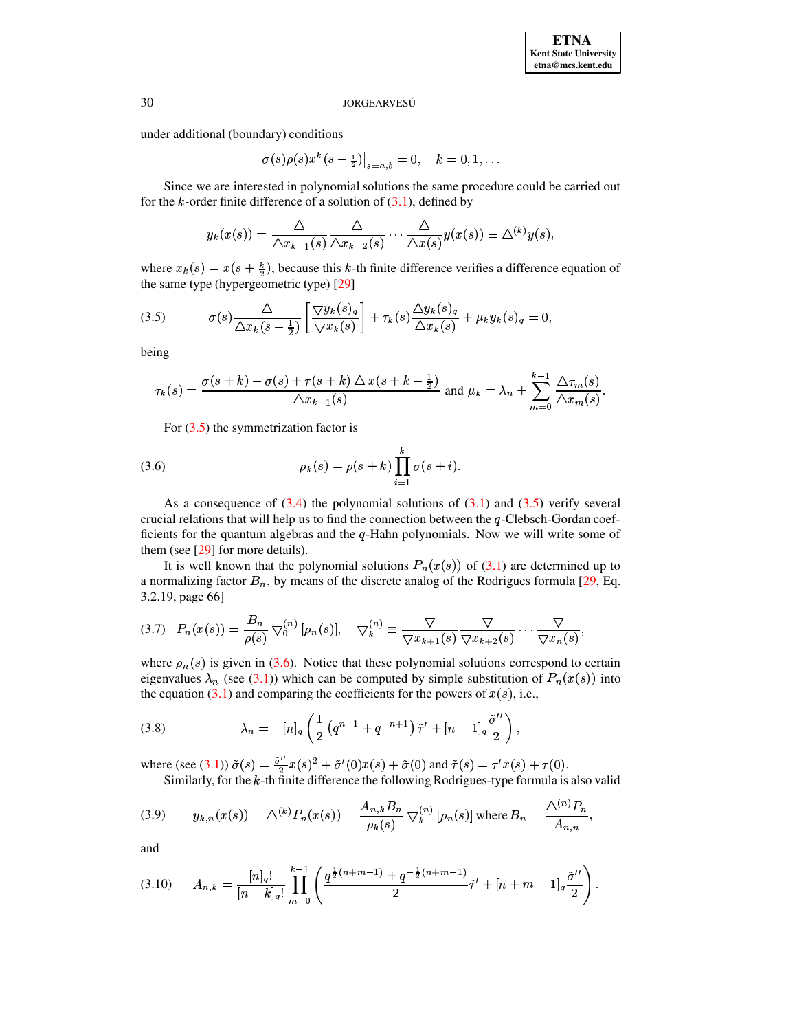under additional (boundary) conditions

$$\sigma(s)\rho(s)x^k(s-\tfrac{1}{2})\big|_{s=a,b}=0,\quad k=0,1,\ldots$$

Since we are interested in polynomial solutions the same procedure could be carried out for the $k$-order finite difference of a solution of (3.1), defined by

$$y_k(x(s))=\frac{\triangle}{\triangle x_{k-1}(s)}\frac{\triangle}{\triangle x_{k-2}(s)}\cdots\frac{\triangle}{\triangle x(s)}y(x(s))\equiv\triangle^{(k)}y(s),$$

where $x_k(s)=x(s+\frac{k}{2})$, because this $k$-th finite difference verifies a difference equation of the same type (hypergeometric type) [29]

$$\sigma(s)\frac{\triangle}{\triangle x_k(s-\frac{1}{2})}\left[\frac{\nabla y_k(s)_q}{\nabla x_k(s)}\right]+\tau_k(s)\frac{\triangle y_k(s)_q}{\triangle x_k(s)}+\mu_k y_k(s)_q=0, \tag{3.5}$$

being

$$\tau_k(s)=\frac{\sigma(s+k)-\sigma(s)+\tau(s+k)\triangle x(s+k-\frac{1}{2})}{\triangle x_{k-1}(s)}\ \text{and}\ \mu_k=\lambda_n+\sum_{m=0}^{k-1}\frac{\triangle\tau_m(s)}{\triangle x_m(s)}.$$

For (3.5) the symmetrization factor is

$$\rho_k(s)=\rho(s+k)\prod_{i=1}^{k}\sigma(s+i). \tag{3.6}$$

As a consequence of (3.4) the polynomial solutions of (3.1) and (3.5) verify several crucial relations that will help us to find the connection between the $q$-Clebsch-Gordan coefficients for the quantum algebras and the $q$-Hahn polynomials. Now we will write some of them (see [29] for more details).

It is well known that the polynomial solutions $P_n(x(s))$ of (3.1) are determined up to a normalizing factor $B_n$, by means of the discrete analog of the Rodrigues formula [29, Eq. 3.2.19, page 66]

$$P_n(x(s))=\frac{B_n}{\rho(s)}\nabla_0^{(n)}\left[\rho_n(s)\right],\quad \nabla_k^{(n)}\equiv\frac{\nabla}{\nabla x_{k+1}(s)}\frac{\nabla}{\nabla x_{k+2}(s)}\cdots\frac{\nabla}{\nabla x_n(s)}, \tag{3.7}$$

where $\rho_n(s)$ is given in (3.6). Notice that these polynomial solutions correspond to certain eigenvalues $\lambda_n$ (see (3.1)) which can be computed by simple substitution of $P_n(x(s))$ into the equation (3.1) and comparing the coefficients for the powers of $x(s)$, i.e.,

$$\lambda_n=-[n]_q\left(\frac{1}{2}\left(q^{n-1}+q^{-n+1}\right)\tilde{\tau}'+[n-1]_q\frac{\tilde{\sigma}''}{2}\right), \tag{3.8}$$

where (see (3.1)) $\tilde{\sigma}(s)=\frac{\tilde{\sigma}''}{2}x(s)^2+\tilde{\sigma}'(0)x(s)+\tilde{\sigma}(0)$ and $\tilde{\tau}(s)=\tau'x(s)+\tau(0)$.

Similarly, for the $k$-th finite difference the following Rodrigues-type formula is also valid

$$y_{k,n}(x(s))=\triangle^{(k)}P_n(x(s))=\frac{A_{n,k}B_n}{\rho_k(s)}\nabla_k^{(n)}\left[\rho_n(s)\right]\ \text{where}\ B_n=\frac{\triangle^{(n)}P_n}{A_{n,n}}, \tag{3.9}$$

and

$$A_{n,k}=\frac{[n]_q!}{[n-k]_q!}\prod_{m=0}^{k-1}\left(\frac{q^{\frac{1}{2}(n+m-1)}+q^{-\frac{1}{2}(n+m-1)}}{2}\tilde{\tau}'+[n+m-1]_q\frac{\tilde{\sigma}''}{2}\right). \tag{3.10}$$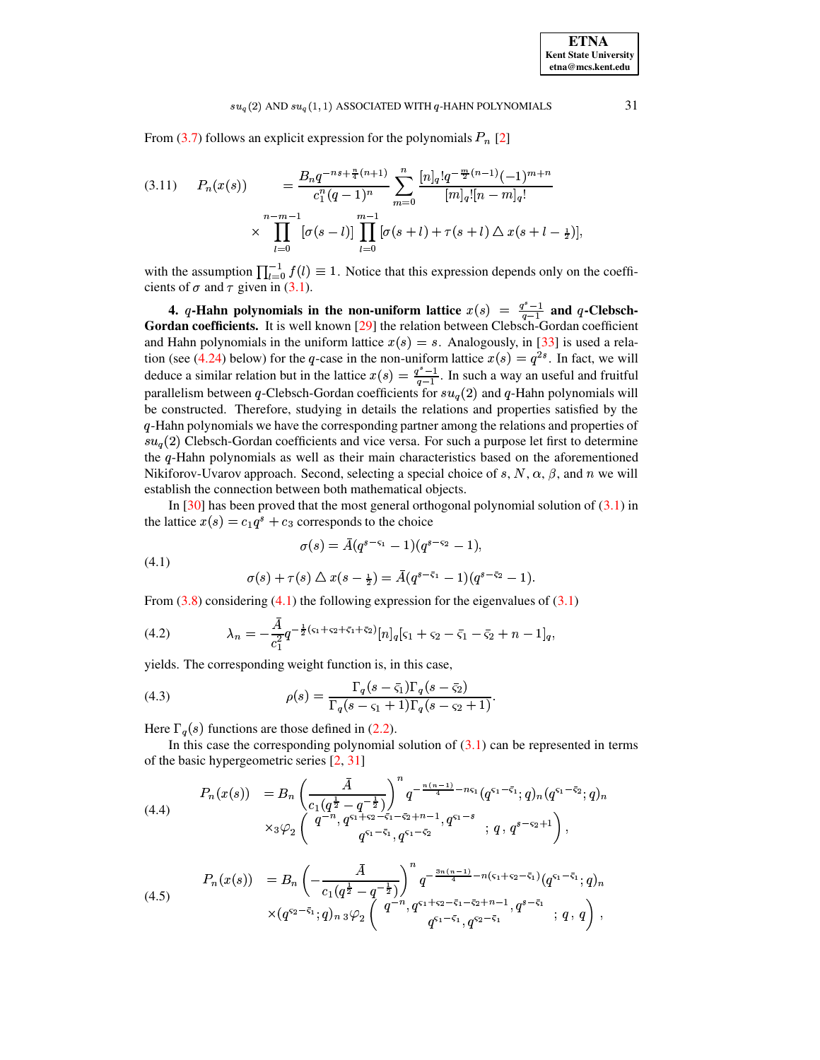From (3.7) follows an explicit expression for the polynomials $P_n$ [2]

$$
\begin{aligned}
(3.11)\qquad P_n(x(s)) \quad &= \frac{B_n q^{-ns+\frac{n}{4}(n+1)}}{c_1^n (q-1)^n} \sum_{m=0}^{n} \frac{[n]_q! q^{-\frac{m}{2}(n-1)}(-1)^{m+n}}{[m]_q![n-m]_q!} \\
&\times \prod_{l=0}^{n-m-1} [\sigma(s-l)] \prod_{l=0}^{m-1} [\sigma(s+l)+\tau(s+l)\triangle x(s+l-\tfrac{1}{2})],
\end{aligned}
$$

with the assumption $\prod_{l=0}^{-1} f(l) \equiv 1$. Notice that this expression depends only on the coefficients of $\sigma$ and $\tau$ given in (3.1).

**4. $q$-Hahn polynomials in the non-uniform lattice $x(s) = \frac{q^s-1}{q-1}$ and $q$-Clebsch-Gordan coefficients.** It is well known [29] the relation between Clebsch-Gordan coefficient and Hahn polynomials in the uniform lattice $x(s) = s$. Analogously, in [33] is used a relation (see (4.24) below) for the $q$-case in the non-uniform lattice $x(s) = q^{2s}$. In fact, we will deduce a similar relation but in the lattice $x(s) = \frac{q^s-1}{q-1}$. In such a way an useful and fruitful parallelism between $q$-Clebsch-Gordan coefficients for $su_q(2)$ and $q$-Hahn polynomials will be constructed. Therefore, studying in details the relations and properties satisfied by the $q$-Hahn polynomials we have the corresponding partner among the relations and properties of $su_q(2)$ Clebsch-Gordan coefficients and vice versa. For such a purpose let first to determine the $q$-Hahn polynomials as well as their main characteristics based on the aforementioned Nikiforov-Uvarov approach. Second, selecting a special choice of $s$, $N$, $\alpha$, $\beta$, and $n$ we will establish the connection between both mathematical objects.

In [30] has been proved that the most general orthogonal polynomial solution of (3.1) in the lattice $x(s) = c_1 q^s + c_3$ corresponds to the choice

$$
(4.1)\qquad
\begin{aligned}
\sigma(s) &= \bar{A}(q^{s-\varsigma_1}-1)(q^{s-\varsigma_2}-1), \\
\sigma(s)+\tau(s)\triangle x(s-\tfrac{1}{2}) &= \bar{A}(q^{s-\bar{\varsigma}_1}-1)(q^{s-\bar{\varsigma}_2}-1).
\end{aligned}
$$

From (3.8) considering (4.1) the following expression for the eigenvalues of (3.1)

$$
(4.2)\qquad \lambda_n = -\frac{\bar{A}}{c_1^2} q^{-\frac{1}{2}(\varsigma_1+\varsigma_2+\bar{\varsigma}_1+\bar{\varsigma}_2)} [n]_q [\varsigma_1+\varsigma_2-\bar{\varsigma}_1-\bar{\varsigma}_2+n-1]_q,
$$

yields. The corresponding weight function is, in this case,

$$
(4.3)\qquad \rho(s) = \frac{\Gamma_q(s-\bar{\varsigma}_1)\Gamma_q(s-\bar{\varsigma}_2)}{\Gamma_q(s-\varsigma_1+1)\Gamma_q(s-\varsigma_2+1)}.
$$

Here $\Gamma_q(s)$ functions are those defined in (2.2).

In this case the corresponding polynomial solution of (3.1) can be represented in terms of the basic hypergeometric series [2, 31]

$$
(4.4)\qquad
\begin{aligned}
P_n(x(s)) \quad &= B_n \left(\frac{\bar{A}}{c_1(q^{\frac{1}{2}}-q^{-\frac{1}{2}})}\right)^n q^{-\frac{n(n-1)}{4}-n\varsigma_1} (q^{\varsigma_1-\bar{\varsigma}_1};q)_n (q^{\varsigma_1-\bar{\varsigma}_2};q)_n \\
&\times {}_3\varphi_2 \left( \begin{matrix} q^{-n}, q^{\varsigma_1+\varsigma_2-\bar{\varsigma}_1-\bar{\varsigma}_2+n-1}, q^{\varsigma_1-s} \\ q^{\varsigma_1-\bar{\varsigma}_1}, q^{\varsigma_1-\bar{\varsigma}_2} \end{matrix} ; q \,,\, q^{s-\varsigma_2+1} \right),
\end{aligned}
$$

$$
(4.5)\qquad
\begin{aligned}
P_n(x(s)) \quad &= B_n \left(-\frac{\bar{A}}{c_1(q^{\frac{1}{2}}-q^{-\frac{1}{2}})}\right)^n q^{-\frac{3n(n-1)}{4}-n(\varsigma_1+\varsigma_2-\bar{\varsigma}_1)} (q^{\varsigma_1-\bar{\varsigma}_1};q)_n \\
&\times (q^{\varsigma_2-\bar{\varsigma}_1};q)_n \, {}_3\varphi_2 \left( \begin{matrix} q^{-n}, q^{\varsigma_1+\varsigma_2-\bar{\varsigma}_1-\bar{\varsigma}_2+n-1}, q^{s-\bar{\varsigma}_1} \\ q^{\varsigma_1-\bar{\varsigma}_1}, q^{\varsigma_2-\bar{\varsigma}_1} \end{matrix} ; q \,,\, q \right),
\end{aligned}
$$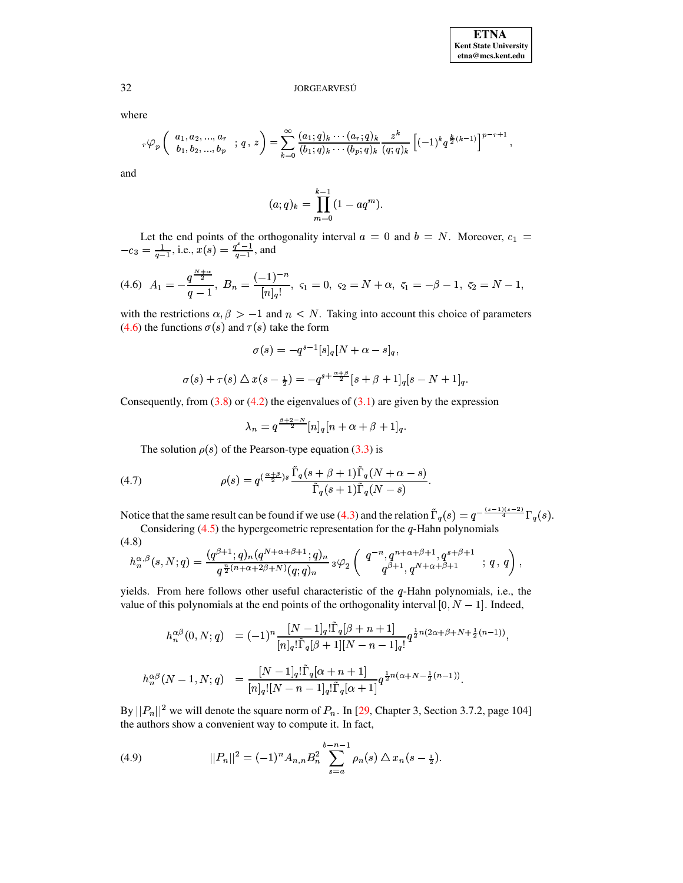where

$$
{}_r\varphi_p \left( \begin{array}{c} a_1, a_2, ..., a_r \\ b_1, b_2, ..., b_p \end{array} ; q \, , \, z \right) = \sum_{k=0}^{\infty} \frac{(a_1;q)_k \cdots (a_r;q)_k}{(b_1;q)_k \cdots (b_p;q)_k} \frac{z^k}{(q;q)_k} \left[ (-1)^k q^{\frac{k}{2}(k-1)} \right]^{p-r+1},
$$

and

$$
(a;q)_k = \prod_{m=0}^{k-1} (1 - a q^m).
$$

Let the end points of the orthogonality interval $a = 0$ and $b = N$. Moreover, $c_1 = -c_3 = \frac{1}{q-1}$, i.e., $x(s) = \frac{q^s - 1}{q-1}$, and

$$
A_1 = -\frac{q^{\frac{N+\alpha}{2}}}{q-1}, \; B_n = \frac{(-1)^{-n}}{[n]_q!}, \; \varsigma_1 = 0, \; \varsigma_2 = N + \alpha, \; \bar{\varsigma}_1 = -\beta - 1, \; \bar{\varsigma}_2 = N - 1, \tag{4.6}
$$

with the restrictions $\alpha, \beta > -1$ and $n < N$. Taking into account this choice of parameters (4.6) the functions $\sigma(s)$ and $\tau(s)$ take the form

$$
\sigma(s) = -q^{s-1}[s]_q[N + \alpha - s]_q,
$$

$$
\sigma(s) + \tau(s) \triangle x(s - \tfrac{1}{2}) = -q^{s + \frac{\alpha+\beta}{2}}[s + \beta + 1]_q[s - N + 1]_q.
$$

Consequently, from (3.8) or (4.2) the eigenvalues of (3.1) are given by the expression

$$
\lambda_n = q^{\frac{\beta+2-N}{2}}[n]_q[n + \alpha + \beta + 1]_q.
$$

The solution $\rho(s)$ of the Pearson-type equation (3.3) is

$$
\rho(s) = q^{(\frac{\alpha+\beta}{2})s} \frac{\tilde{\Gamma}_q(s + \beta + 1)\tilde{\Gamma}_q(N + \alpha - s)}{\tilde{\Gamma}_q(s + 1)\tilde{\Gamma}_q(N - s)}. \tag{4.7}
$$

Notice that the same result can be found if we use (4.3) and the relation $\tilde{\Gamma}_q(s) = q^{-\frac{(s-1)(s-2)}{4}}\Gamma_q(s)$.

Considering (4.5) the hypergeometric representation for the $q$-Hahn polynomials

$$
h_n^{\alpha,\beta}(s, N; q) = \frac{(q^{\beta+1};q)_n (q^{N+\alpha+\beta+1};q)_n}{q^{\frac{n}{2}(n+\alpha+2\beta+N)}(q;q)_n} \, {}_3\varphi_2 \left( \begin{array}{c} q^{-n}, q^{n+\alpha+\beta+1}, q^{s+\beta+1} \\ q^{\beta+1}, q^{N+\alpha+\beta+1} \end{array} ; q \, , \, q \right), \tag{4.8}
$$

yields. From here follows other useful characteristic of the $q$-Hahn polynomials, i.e., the value of this polynomials at the end points of the orthogonality interval $[0, N-1]$. Indeed,

$$
h_n^{\alpha\beta}(0, N; q) \;\; = (-1)^n \frac{[N-1]_q!\tilde{\Gamma}_q[\beta + n + 1]}{[n]_q!\tilde{\Gamma}_q[\beta + 1][N - n - 1]_q!} q^{\frac{1}{2}n(2\alpha+\beta+N+\frac{1}{2}(n-1))},
$$

$$
h_n^{\alpha\beta}(N-1, N; q) \;\; = \frac{[N-1]_q!\tilde{\Gamma}_q[\alpha + n + 1]}{[n]_q![N - n - 1]_q!\tilde{\Gamma}_q[\alpha + 1]} q^{\frac{1}{2}n(\alpha+N-\frac{1}{2}(n-1))}.
$$

By $||P_n||^2$ we will denote the square norm of $P_n$. In [29, Chapter 3, Section 3.7.2, page 104] the authors show a convenient way to compute it. In fact,

$$
||P_n||^2 = (-1)^n A_{n,n} B_n^2 \sum_{s=a}^{b-n-1} \rho_n(s) \triangle x_n(s - \tfrac{1}{2}). \tag{4.9}
$$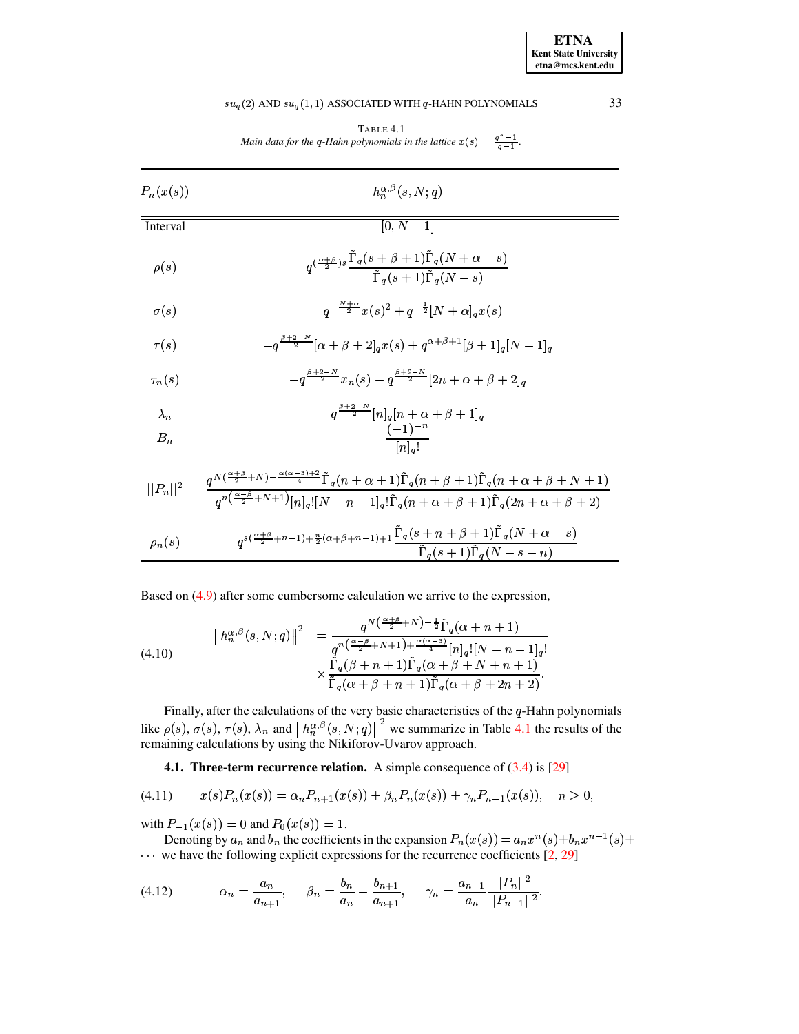TABLE 4.1
*Main data for the q-Hahn polynomials in the lattice $x(s) = \frac{q^s-1}{q-1}$.*

| $P_n(x(s))$ | $h_n^{\alpha,\beta}(s,N;q)$ |
|---|---|
| Interval | $[0, N-1]$ |
| $\rho(s)$ | $q^{(\frac{\alpha+\beta}{2})s}\dfrac{\tilde{\Gamma}_q(s+\beta+1)\tilde{\Gamma}_q(N+\alpha-s)}{\tilde{\Gamma}_q(s+1)\tilde{\Gamma}_q(N-s)}$ |
| $\sigma(s)$ | $-q^{-\frac{N+\alpha}{2}}x(s)^2 + q^{-\frac{1}{2}}[N+\alpha]_q x(s)$ |
| $\tau(s)$ | $-q^{\frac{\beta+2-N}{2}}[\alpha+\beta+2]_q x(s) + q^{\alpha+\beta+1}[\beta+1]_q[N-1]_q$ |
| $\tau_n(s)$ | $-q^{\frac{\beta+2-N}{2}}x_n(s) - q^{\frac{\beta+2-N}{2}}[2n+\alpha+\beta+2]_q$ |
| $\lambda_n$ | $q^{\frac{\beta+2-N}{2}}[n]_q[n+\alpha+\beta+1]_q$ |
| $B_n$ | $\dfrac{(-1)^{-n}}{[n]_q!}$ |
| $\|\|P_n\|\|^2$ | $\dfrac{q^{N(\frac{\alpha+\beta}{2}+N)-\frac{\alpha(\alpha-3)+2}{4}}\tilde{\Gamma}_q(n+\alpha+1)\tilde{\Gamma}_q(n+\beta+1)\tilde{\Gamma}_q(n+\alpha+\beta+N+1)}{q^{n(\frac{\alpha-\beta}{2}+N+1)}[n]_q![N-n-1]_q!\tilde{\Gamma}_q(n+\alpha+\beta+1)\tilde{\Gamma}_q(2n+\alpha+\beta+2)}$ |
| $\rho_n(s)$ | $q^{s(\frac{\alpha+\beta}{2}+n-1)+\frac{n}{2}(\alpha+\beta+n-1)+1}\dfrac{\tilde{\Gamma}_q(s+n+\beta+1)\tilde{\Gamma}_q(N+\alpha-s)}{\tilde{\Gamma}_q(s+1)\tilde{\Gamma}_q(N-s-n)}$ |

Based on (4.9) after some cumbersome calculation we arrive to the expression,

$$
\left\|h_n^{\alpha,\beta}(s,N;q)\right\|^2 = \frac{q^{N\left(\frac{\alpha+\beta}{2}+N\right)-\frac{1}{2}}\tilde{\Gamma}_q(\alpha+n+1)}{q^{n\left(\frac{\alpha-\beta}{2}+N+1\right)+\frac{\alpha(\alpha-3)}{4}}[n]_q![N-n-1]_q!} \times \frac{\tilde{\Gamma}_q(\beta+n+1)\tilde{\Gamma}_q(\alpha+\beta+N+n+1)}{\tilde{\Gamma}_q(\alpha+\beta+n+1)\tilde{\Gamma}_q(\alpha+\beta+2n+2)}. \tag{4.10}
$$

Finally, after the calculations of the very basic characteristics of the $q$-Hahn polynomials like $\rho(s)$, $\sigma(s)$, $\tau(s)$, $\lambda_n$ and $\left\|h_n^{\alpha,\beta}(s,N;q)\right\|^2$ we summarize in Table 4.1 the results of the remaining calculations by using the Nikiforov-Uvarov approach.

**4.1. Three-term recurrence relation.** A simple consequence of (3.4) is [29]

$$
x(s)P_n(x(s)) = \alpha_n P_{n+1}(x(s)) + \beta_n P_n(x(s)) + \gamma_n P_{n-1}(x(s)), \quad n \geq 0, \tag{4.11}
$$

with $P_{-1}(x(s)) = 0$ and $P_0(x(s)) = 1$.

Denoting by $a_n$ and $b_n$ the coefficients in the expansion $P_n(x(s)) = a_n x^n(s) + b_n x^{n-1}(s) + \cdots$ we have the following explicit expressions for the recurrence coefficients [2, 29]

$$
\alpha_n = \frac{a_n}{a_{n+1}}, \quad \beta_n = \frac{b_n}{a_n} - \frac{b_{n+1}}{a_{n+1}}, \quad \gamma_n = \frac{a_{n-1}}{a_n}\frac{||P_n||^2}{||P_{n-1}||^2}. \tag{4.12}
$$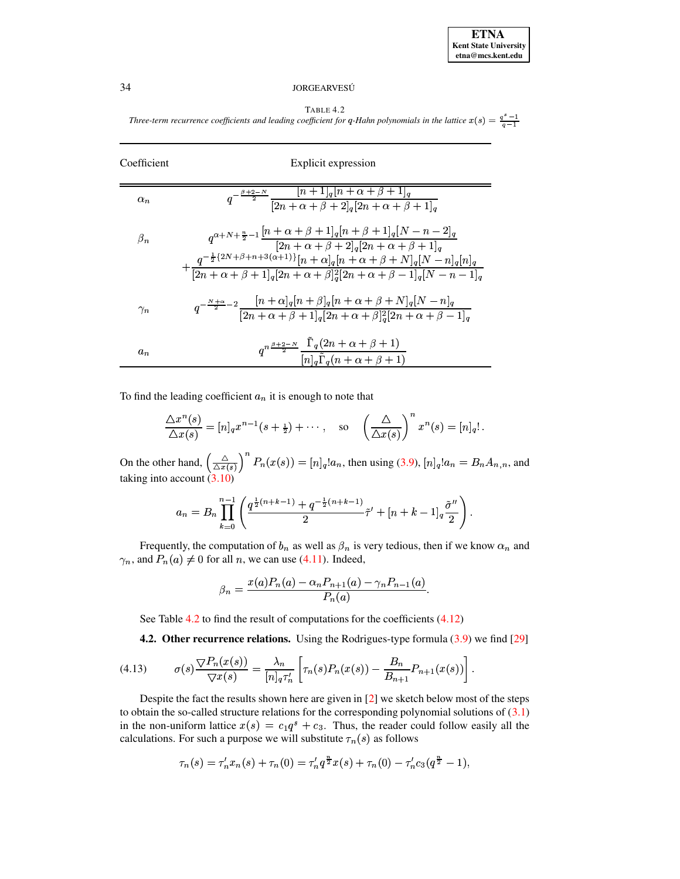TABLE 4.2
*Three-term recurrence coefficients and leading coefficient for q-Hahn polynomials in the lattice $x(s) = \frac{q^s-1}{q-1}$*

| Coefficient | Explicit expression |
|---|---|
| $\alpha_n$ | $q^{-\frac{\beta+2-N}{2}} \dfrac{[n+1]_q[n+\alpha+\beta+1]_q}{[2n+\alpha+\beta+2]_q[2n+\alpha+\beta+1]_q}$ |
| $\beta_n$ | $q^{\alpha+N+\frac{n}{2}-1} \dfrac{[n+\alpha+\beta+1]_q[n+\beta+1]_q[N-n-2]_q}{[2n+\alpha+\beta+2]_q[2n+\alpha+\beta+1]_q}$ $+\dfrac{q^{-\frac{1}{2}\{2N+\beta+n+3(\alpha+1)\}}[n+\alpha]_q[n+\alpha+\beta+N]_q[N-n]_q[n]_q}{[2n+\alpha+\beta+1]_q[2n+\alpha+\beta]_q^2[2n+\alpha+\beta-1]_q[N-n-1]_q}$ |
| $\gamma_n$ | $q^{-\frac{N+\alpha}{2}-2} \dfrac{[n+\alpha]_q[n+\beta]_q[n+\alpha+\beta+N]_q[N-n]_q}{[2n+\alpha+\beta+1]_q[2n+\alpha+\beta]_q^2[2n+\alpha+\beta-1]_q}$ |
| $a_n$ | $q^{n\frac{\beta+2-N}{2}} \dfrac{\tilde{\Gamma}_q(2n+\alpha+\beta+1)}{[n]_q\tilde{\Gamma}_q(n+\alpha+\beta+1)}$ |

To find the leading coefficient $a_n$ it is enough to note that

$$\frac{\triangle x^n(s)}{\triangle x(s)} = [n]_q x^{n-1}(s+\tfrac{1}{2}) + \cdots, \quad \text{so} \quad \left(\frac{\triangle}{\triangle x(s)}\right)^n x^n(s) = [n]_q!\,.$$

On the other hand, $\left(\frac{\triangle}{\triangle x(s)}\right)^n P_n(x(s)) = [n]_q! a_n$, then using (3.9), $[n]_q! a_n = B_n A_{n,n}$, and taking into account (3.10)

$$a_n = B_n \prod_{k=0}^{n-1} \left( \frac{q^{\frac{1}{2}(n+k-1)} + q^{-\frac{1}{2}(n+k-1)}}{2} \tilde{\tau}' + [n+k-1]_q \frac{\tilde{\sigma}''}{2} \right).$$

Frequently, the computation of $b_n$ as well as $\beta_n$ is very tedious, then if we know $\alpha_n$ and $\gamma_n$, and $P_n(a) \neq 0$ for all $n$, we can use (4.11). Indeed,

$$\beta_n = \frac{x(a)P_n(a) - \alpha_n P_{n+1}(a) - \gamma_n P_{n-1}(a)}{P_n(a)}.$$

See Table 4.2 to find the result of computations for the coefficients (4.12)

**4.2. Other recurrence relations.** Using the Rodrigues-type formula (3.9) we find [29]

$$\sigma(s)\frac{\nabla P_n(x(s))}{\nabla x(s)} = \frac{\lambda_n}{[n]_q \tau_n'} \left[ \tau_n(s) P_n(x(s)) - \frac{B_n}{B_{n+1}} P_{n+1}(x(s)) \right]. \tag{4.13}$$

Despite the fact the results shown here are given in [2] we sketch below most of the steps to obtain the so-called structure relations for the corresponding polynomial solutions of (3.1) in the non-uniform lattice $x(s) = c_1 q^s + c_3$. Thus, the reader could follow easily all the calculations. For such a purpose we will substitute $\tau_n(s)$ as follows

$$\tau_n(s) = \tau_n' x_n(s) + \tau_n(0) = \tau_n' q^{\frac{n}{2}} x(s) + \tau_n(0) - \tau_n' c_3 (q^{\frac{n}{2}} - 1),$$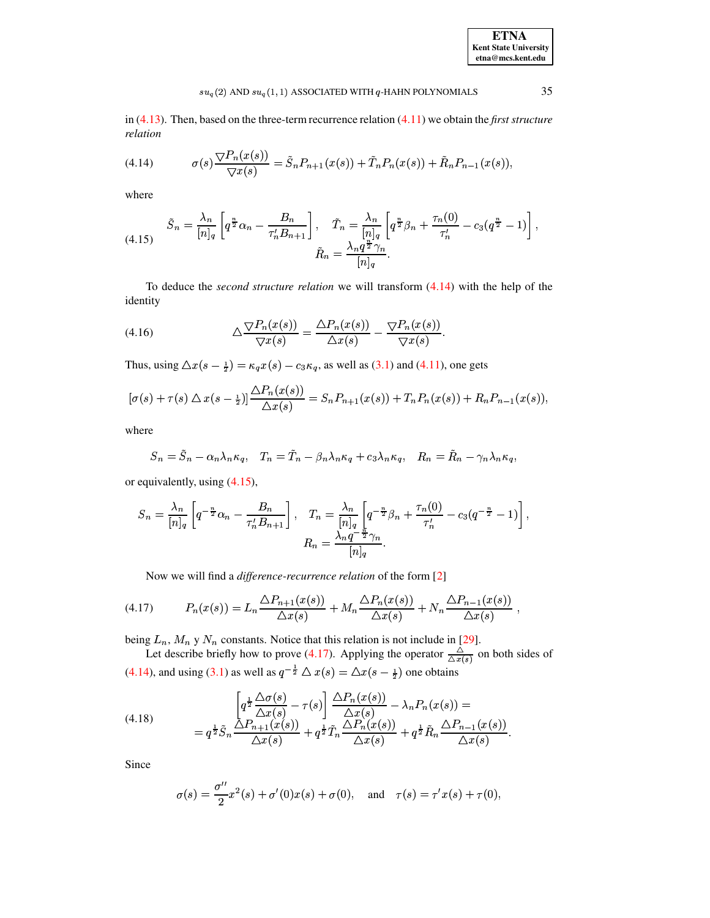in (4.13). Then, based on the three-term recurrence relation (4.11) we obtain the *first structure relation*

$$\sigma(s)\frac{\nabla P_n(x(s))}{\nabla x(s)} = \tilde{S}_n P_{n+1}(x(s)) + \tilde{T}_n P_n(x(s)) + \tilde{R}_n P_{n-1}(x(s)), \tag{4.14}$$

where

$$\tilde{S}_n = \frac{\lambda_n}{[n]_q}\left[q^{\frac{n}{2}}\alpha_n - \frac{B_n}{\tau_n' B_{n+1}}\right], \quad \tilde{T}_n = \frac{\lambda_n}{[n]_q}\left[q^{\frac{n}{2}}\beta_n + \frac{\tau_n(0)}{\tau_n'} - c_3(q^{\frac{n}{2}}-1)\right], \tag{4.15}$$
$$\tilde{R}_n = \frac{\lambda_n q^{\frac{n}{2}}\gamma_n}{[n]_q}.$$

To deduce the *second structure relation* we will transform (4.14) with the help of the identity

$$\triangle\frac{\nabla P_n(x(s))}{\nabla x(s)} = \frac{\triangle P_n(x(s))}{\triangle x(s)} - \frac{\nabla P_n(x(s))}{\nabla x(s)}. \tag{4.16}$$

Thus, using $\triangle x(s-\frac{1}{2}) = \kappa_q x(s) - c_3\kappa_q$, as well as (3.1) and (4.11), one gets

$$[\sigma(s) + \tau(s)\triangle x(s-\tfrac{1}{2})]\frac{\triangle P_n(x(s))}{\triangle x(s)} = S_n P_{n+1}(x(s)) + T_n P_n(x(s)) + R_n P_{n-1}(x(s)),$$

where

$$S_n = \tilde{S}_n - \alpha_n\lambda_n\kappa_q, \quad T_n = \tilde{T}_n - \beta_n\lambda_n\kappa_q + c_3\lambda_n\kappa_q, \quad R_n = \tilde{R}_n - \gamma_n\lambda_n\kappa_q,$$

or equivalently, using (4.15),

$$S_n = \frac{\lambda_n}{[n]_q}\left[q^{-\frac{n}{2}}\alpha_n - \frac{B_n}{\tau_n' B_{n+1}}\right], \quad T_n = \frac{\lambda_n}{[n]_q}\left[q^{-\frac{n}{2}}\beta_n + \frac{\tau_n(0)}{\tau_n'} - c_3(q^{-\frac{n}{2}}-1)\right],$$
$$R_n = \frac{\lambda_n q^{-\frac{n}{2}}\gamma_n}{[n]_q}.$$

Now we will find a *difference-recurrence relation* of the form [2]

$$P_n(x(s)) = L_n\frac{\triangle P_{n+1}(x(s))}{\triangle x(s)} + M_n\frac{\triangle P_n(x(s))}{\triangle x(s)} + N_n\frac{\triangle P_{n-1}(x(s))}{\triangle x(s)}\ , \tag{4.17}$$

being $L_n$, $M_n$ y $N_n$ constants. Notice that this relation is not include in [29].

Let describe briefly how to prove (4.17). Applying the operator $\frac{\triangle}{\triangle x(s)}$ on both sides of (4.14), and using (3.1) as well as $q^{-\frac{1}{2}}\triangle x(s) = \triangle x(s-\frac{1}{2})$ one obtains

$$\left[q^{\frac{1}{2}}\frac{\triangle\sigma(s)}{\triangle x(s)} - \tau(s)\right]\frac{\triangle P_n(x(s))}{\triangle x(s)} - \lambda_n P_n(x(s)) =$$
$$= q^{\frac{1}{2}}\tilde{S}_n\frac{\triangle P_{n+1}(x(s))}{\triangle x(s)} + q^{\frac{1}{2}}\tilde{T}_n\frac{\triangle P_n(x(s))}{\triangle x(s)} + q^{\frac{1}{2}}\tilde{R}_n\frac{\triangle P_{n-1}(x(s))}{\triangle x(s)}. \tag{4.18}$$

Since

$$\sigma(s) = \frac{\sigma''}{2}x^2(s) + \sigma'(0)x(s) + \sigma(0), \quad \text{and} \quad \tau(s) = \tau' x(s) + \tau(0),$$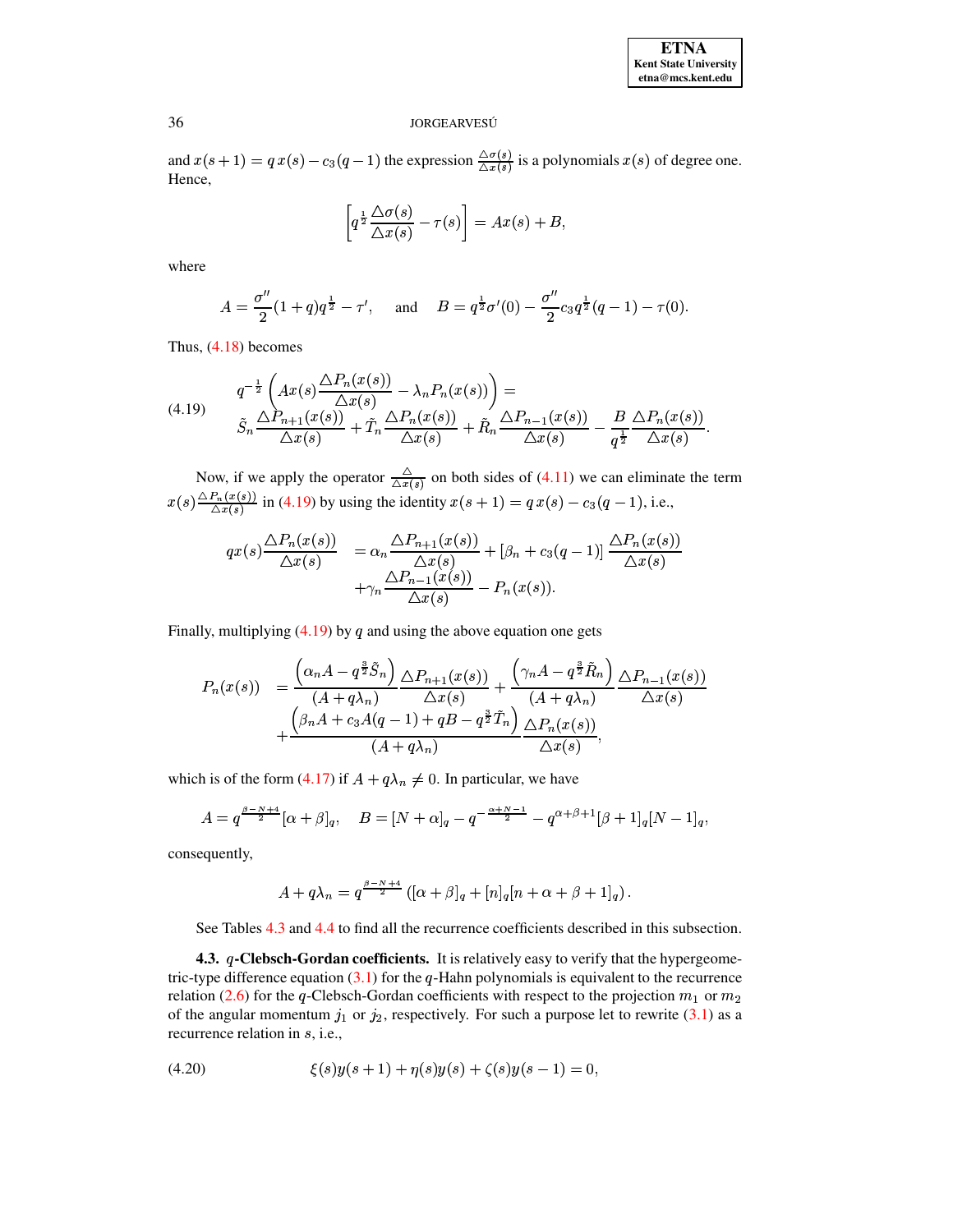and $x(s+1) = q\,x(s) - c_3(q-1)$ the expression $\frac{\triangle\sigma(s)}{\triangle x(s)}$ is a polynomials $x(s)$ of degree one. Hence,

$$\left[q^{\frac{1}{2}}\frac{\triangle\sigma(s)}{\triangle x(s)} - \tau(s)\right] = Ax(s) + B,$$

where

$$A = \frac{\sigma''}{2}(1+q)q^{\frac{1}{2}} - \tau', \quad \text{and} \quad B = q^{\frac{1}{2}}\sigma'(0) - \frac{\sigma''}{2}c_3 q^{\frac{1}{2}}(q-1) - \tau(0).$$

Thus, (4.18) becomes

$$\begin{aligned} &q^{-\frac{1}{2}}\left(Ax(s)\frac{\triangle P_n(x(s))}{\triangle x(s)} - \lambda_n P_n(x(s))\right) = \\ &\tilde{S}_n\frac{\triangle P_{n+1}(x(s))}{\triangle x(s)} + \tilde{T}_n\frac{\triangle P_n(x(s))}{\triangle x(s)} + \tilde{R}_n\frac{\triangle P_{n-1}(x(s))}{\triangle x(s)} - \frac{B}{q^{\frac{1}{2}}}\frac{\triangle P_n(x(s))}{\triangle x(s)}. \end{aligned} \tag{4.19}$$

Now, if we apply the operator $\frac{\triangle}{\triangle x(s)}$ on both sides of (4.11) we can eliminate the term $x(s)\frac{\triangle P_n(x(s))}{\triangle x(s)}$ in (4.19) by using the identity $x(s+1) = q\,x(s) - c_3(q-1)$, i.e.,

$$\begin{aligned} qx(s)\frac{\triangle P_n(x(s))}{\triangle x(s)} &= \alpha_n\frac{\triangle P_{n+1}(x(s))}{\triangle x(s)} + [\beta_n + c_3(q-1)]\,\frac{\triangle P_n(x(s))}{\triangle x(s)} \\ &+ \gamma_n\frac{\triangle P_{n-1}(x(s))}{\triangle x(s)} - P_n(x(s)). \end{aligned}$$

Finally, multiplying (4.19) by $q$ and using the above equation one gets

$$\begin{aligned} P_n(x(s)) &= \frac{\left(\alpha_n A - q^{\frac{3}{2}}\tilde{S}_n\right)}{(A+q\lambda_n)}\frac{\triangle P_{n+1}(x(s))}{\triangle x(s)} + \frac{\left(\gamma_n A - q^{\frac{3}{2}}\tilde{R}_n\right)}{(A+q\lambda_n)}\frac{\triangle P_{n-1}(x(s))}{\triangle x(s)} \\ &+ \frac{\left(\beta_n A + c_3 A(q-1) + qB - q^{\frac{3}{2}}\tilde{T}_n\right)}{(A+q\lambda_n)}\frac{\triangle P_n(x(s))}{\triangle x(s)}, \end{aligned}$$

which is of the form (4.17) if $A + q\lambda_n \neq 0$. In particular, we have

$$A = q^{\frac{\beta-N+4}{2}}[\alpha+\beta]_q, \quad B = [N+\alpha]_q - q^{-\frac{\alpha+N-1}{2}} - q^{\alpha+\beta+1}[\beta+1]_q[N-1]_q,$$

consequently,

$$A + q\lambda_n = q^{\frac{\beta-N+4}{2}}\left([\alpha+\beta]_q + [n]_q[n+\alpha+\beta+1]_q\right).$$

See Tables 4.3 and 4.4 to find all the recurrence coefficients described in this subsection.

**4.3. $q$-Clebsch-Gordan coefficients.** It is relatively easy to verify that the hypergeometric-type difference equation (3.1) for the $q$-Hahn polynomials is equivalent to the recurrence relation (2.6) for the $q$-Clebsch-Gordan coefficients with respect to the projection $m_1$ or $m_2$ of the angular momentum $j_1$ or $j_2$, respectively. For such a purpose let to rewrite (3.1) as a recurrence relation in $s$, i.e.,

$$\xi(s)y(s+1) + \eta(s)y(s) + \zeta(s)y(s-1) = 0, \tag{4.20}$$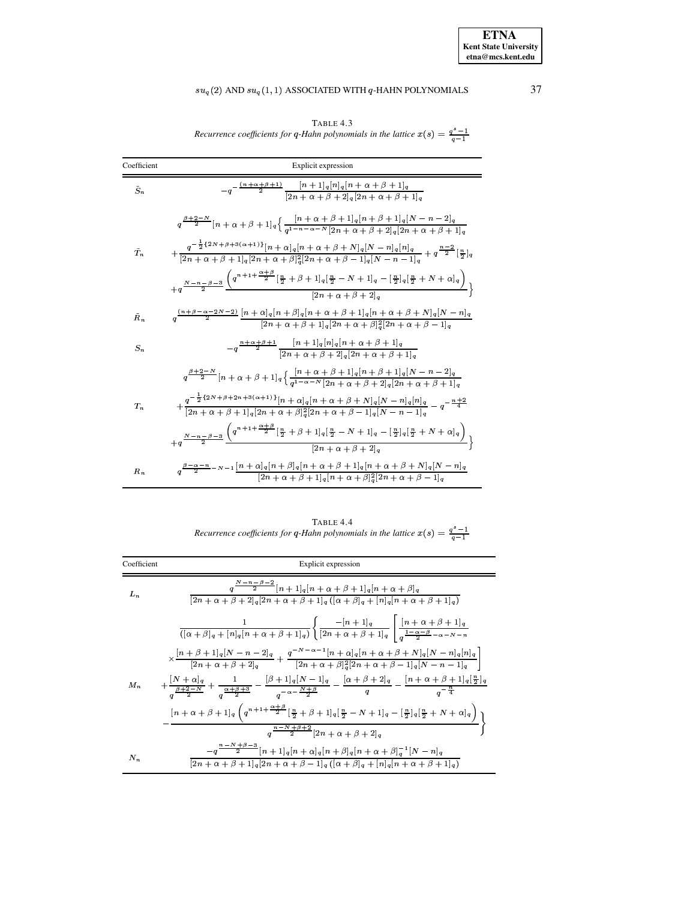TABLE 4.3
*Recurrence coefficients for q-Hahn polynomials in the lattice $x(s) = \frac{q^s-1}{q-1}$*

| Coefficient | Explicit expression |
|---|---|
| $\tilde{S}_n$ | $-q^{-\frac{(n+\alpha+\beta+1)}{2}} \dfrac{[n+1]_q[n]_q[n+\alpha+\beta+1]_q}{[2n+\alpha+\beta+2]_q[2n+\alpha+\beta+1]_q}$ |
| $\tilde{T}_n$ | $q^{\frac{\beta+2-N}{2}}[n+\alpha+\beta+1]_q\Big\{\dfrac{[n+\alpha+\beta+1]_q[n+\beta+1]_q[N-n-2]_q}{q^{1-n-\alpha-N}[2n+\alpha+\beta+2]_q[2n+\alpha+\beta+1]_q}$ $+\dfrac{q^{-\frac{1}{2}\{2N+\beta+3(\alpha+1)\}}[n+\alpha]_q[n+\alpha+\beta+N]_q[N-n]_q[n]_q}{[2n+\alpha+\beta+1]_q[2n+\alpha+\beta]_q^2[2n+\alpha+\beta-1]_q[N-n-1]_q}+q^{\frac{n-2}{2}}[\frac{n}{2}]_q$ $+q^{\frac{N-n-\beta-3}{2}}\dfrac{\left(q^{n+1+\frac{\alpha+\beta}{2}}[\frac{n}{2}+\beta+1]_q[\frac{n}{2}-N+1]_q-[\frac{n}{2}]_q[\frac{n}{2}+N+\alpha]_q\right)}{[2n+\alpha+\beta+2]_q}\Big\}$ |
| $\tilde{R}_n$ | $q^{\frac{(n+\beta-\alpha-2N-2)}{2}}\dfrac{[n+\alpha]_q[n+\beta]_q[n+\alpha+\beta+1]_q[n+\alpha+\beta+N]_q[N-n]_q}{[2n+\alpha+\beta+1]_q[2n+\alpha+\beta]_q^2[2n+\alpha+\beta-1]_q}$ |
| $S_n$ | $-q^{\frac{n+\alpha+\beta+1}{2}}\dfrac{[n+1]_q[n]_q[n+\alpha+\beta+1]_q}{[2n+\alpha+\beta+2]_q[2n+\alpha+\beta+1]_q}$ |
| $T_n$ | $q^{\frac{\beta+2-N}{2}}[n+\alpha+\beta+1]_q\Big\{\dfrac{[n+\alpha+\beta+1]_q[n+\beta+1]_q[N-n-2]_q}{q^{1-\alpha-N}[2n+\alpha+\beta+2]_q[2n+\alpha+\beta+1]_q}$ $+\dfrac{q^{-\frac{1}{2}\{2N+\beta+2n+3(\alpha+1)\}}[n+\alpha]_q[n+\alpha+\beta+N]_q[N-n]_q[n]_q}{[2n+\alpha+\beta+1]_q[2n+\alpha+\beta]_q^2[2n+\alpha+\beta-1]_q[N-n-1]_q}-q^{-\frac{n+2}{4}}$ $+q^{\frac{N-n-\beta-3}{2}}\dfrac{\left(q^{n+1+\frac{\alpha+\beta}{2}}[\frac{n}{2}+\beta+1]_q[\frac{n}{2}-N+1]_q-[\frac{n}{2}]_q[\frac{n}{2}+N+\alpha]_q\right)}{[2n+\alpha+\beta+2]_q}\Big\}$ |
| $R_n$ | $q^{\frac{\beta-\alpha-n}{2}-N-1}\dfrac{[n+\alpha]_q[n+\beta]_q[n+\alpha+\beta+1]_q[n+\alpha+\beta+N]_q[N-n]_q}{[2n+\alpha+\beta+1]_q[n+\alpha+\beta]_q^2[2n+\alpha+\beta-1]_q}$ |

TABLE 4.4
*Recurrence coefficients for q-Hahn polynomials in the lattice $x(s) = \frac{q^s-1}{q-1}$*

| Coefficient | Explicit expression |
|---|---|
| $L_n$ | $\dfrac{q^{\frac{N-n-\beta-2}{2}}[n+1]_q[n+\alpha+\beta+1]_q[n+\alpha+\beta]_q}{[2n+\alpha+\beta+2]_q[2n+\alpha+\beta+1]_q\left([\alpha+\beta]_q+[n]_q[n+\alpha+\beta+1]_q\right)}$ |
| $M_n$ | $\dfrac{1}{([\alpha+\beta]_q+[n]_q[n+\alpha+\beta+1]_q)}\Bigg\{\dfrac{-[n+1]_q}{[2n+\alpha+\beta+1]_q}\Bigg[\dfrac{[n+\alpha+\beta+1]_q}{q^{\frac{1-\alpha-\beta}{2}-\alpha-N-n}}$ $\times\dfrac{[n+\beta+1]_q[N-n-2]_q}{[2n+\alpha+\beta+2]_q}+\dfrac{q^{-N-\alpha-1}[n+\alpha]_q[n+\alpha+\beta+N]_q[N-n]_q[n]_q}{[2n+\alpha+\beta]_q^2[2n+\alpha+\beta-1]_q[N-n-1]_q}\Bigg]$ $+\dfrac{[N+\alpha]_q}{q^{\frac{\beta+2-N}{2}}}+\dfrac{1}{q^{\frac{\alpha+\beta+3}{2}}}-\dfrac{[\beta+1]_q[N-1]_q}{q^{-\alpha-\frac{N+\beta}{2}}}-\dfrac{[\alpha+\beta+2]_q}{q}-\dfrac{[n+\alpha+\beta+1]_q[\frac{n}{2}]_q}{q^{-\frac{n}{4}}}$ $-\dfrac{[n+\alpha+\beta+1]_q\left(q^{n+1+\frac{\alpha+\beta}{2}}[\frac{n}{2}+\beta+1]_q[\frac{n}{2}-N+1]_q-[\frac{n}{2}]_q[\frac{n}{2}+N+\alpha]_q\right)}{q^{\frac{n-N+\beta+2}{2}}[2n+\alpha+\beta+2]_q}\Bigg\}$ |
| $N_n$ | $\dfrac{-q^{\frac{n-N+\beta-3}{2}}[n+1]_q[n+\alpha]_q[n+\beta]_q[n+\alpha+\beta]_q^{-1}[N-n]_q}{[2n+\alpha+\beta+1]_q[2n+\alpha+\beta-1]_q\left([\alpha+\beta]_q+[n]_q[n+\alpha+\beta+1]_q\right)}$ |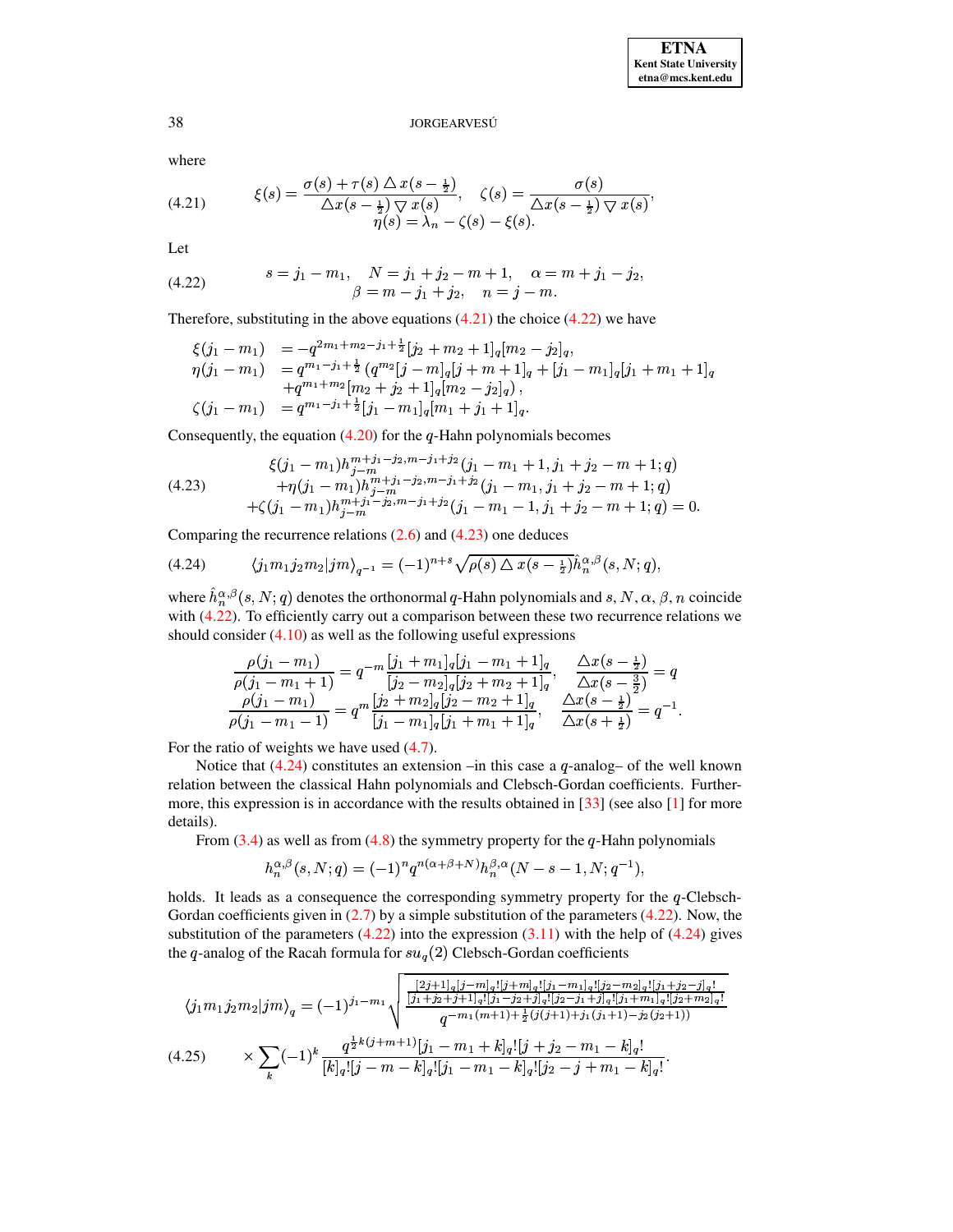where

$$
\xi(s) = \frac{\sigma(s) + \tau(s) \triangle x(s - \frac{1}{2})}{\triangle x(s - \frac{1}{2}) \bigtriangledown x(s)}, \quad \zeta(s) = \frac{\sigma(s)}{\triangle x(s - \frac{1}{2}) \bigtriangledown x(s)},
$$
$$
\eta(s) = \lambda_n - \zeta(s) - \xi(s). \tag{4.21}
$$

Let

$$
s = j_1 - m_1, \quad N = j_1 + j_2 - m + 1, \quad \alpha = m + j_1 - j_2,
$$
$$
\beta = m - j_1 + j_2, \quad n = j - m. \tag{4.22}
$$

Therefore, substituting in the above equations (4.21) the choice (4.22) we have

$$
\begin{aligned}
\xi(j_1 - m_1) \; &= -q^{2m_1 + m_2 - j_1 + \frac{1}{2}} [j_2 + m_2 + 1]_q [m_2 - j_2]_q, \\
\eta(j_1 - m_1) \; &= q^{m_1 - j_1 + \frac{1}{2}} \left( q^{m_2} [j - m]_q [j + m + 1]_q + [j_1 - m_1]_q [j_1 + m_1 + 1]_q \right. \\
&\quad \left. + q^{m_1 + m_2} [m_2 + j_2 + 1]_q [m_2 - j_2]_q \right), \\
\zeta(j_1 - m_1) \; &= q^{m_1 - j_1 + \frac{1}{2}} [j_1 - m_1]_q [m_1 + j_1 + 1]_q.
\end{aligned}
$$

Consequently, the equation (4.20) for the $q$-Hahn polynomials becomes

$$
\begin{aligned}
&\xi(j_1 - m_1) h_{j-m}^{m+j_1-j_2, m-j_1+j_2}(j_1 - m_1 + 1, j_1 + j_2 - m + 1; q) \\
&+ \eta(j_1 - m_1) h_{j-m}^{m+j_1-j_2, m-j_1+j_2}(j_1 - m_1, j_1 + j_2 - m + 1; q) \\
&+ \zeta(j_1 - m_1) h_{j-m}^{m+j_1-j_2, m-j_1+j_2}(j_1 - m_1 - 1, j_1 + j_2 - m + 1; q) = 0.
\end{aligned} \tag{4.23}
$$

Comparing the recurrence relations (2.6) and (4.23) one deduces

$$
\langle j_1 m_1 j_2 m_2 | jm \rangle_{q^{-1}} = (-1)^{n+s} \sqrt{\rho(s) \triangle x(s - \tfrac{1}{2})}\, \hat{h}_n^{\alpha, \beta}(s, N; q), \tag{4.24}
$$

where $\hat{h}_n^{\alpha,\beta}(s, N; q)$ denotes the orthonormal $q$-Hahn polynomials and $s, N, \alpha, \beta, n$ coincide with (4.22). To efficiently carry out a comparison between these two recurrence relations we should consider (4.10) as well as the following useful expressions

$$
\frac{\rho(j_1 - m_1)}{\rho(j_1 - m_1 + 1)} = q^{-m} \frac{[j_1 + m_1]_q [j_1 - m_1 + 1]_q}{[j_2 - m_2]_q [j_2 + m_2 + 1]_q}, \quad \frac{\triangle x(s - \frac{1}{2})}{\triangle x(s - \frac{3}{2})} = q
$$
$$
\frac{\rho(j_1 - m_1)}{\rho(j_1 - m_1 - 1)} = q^{m} \frac{[j_2 + m_2]_q [j_2 - m_2 + 1]_q}{[j_1 - m_1]_q [j_1 + m_1 + 1]_q}, \quad \frac{\triangle x(s - \frac{1}{2})}{\triangle x(s + \frac{1}{2})} = q^{-1}.
$$

For the ratio of weights we have used (4.7).

Notice that (4.24) constitutes an extension –in this case a $q$-analog– of the well known relation between the classical Hahn polynomials and Clebsch-Gordan coefficients. Furthermore, this expression is in accordance with the results obtained in [33] (see also [1] for more details).

From (3.4) as well as from (4.8) the symmetry property for the $q$-Hahn polynomials

$$
h_n^{\alpha, \beta}(s, N; q) = (-1)^n q^{n(\alpha + \beta + N)} h_n^{\beta, \alpha}(N - s - 1, N; q^{-1}),
$$

holds. It leads as a consequence the corresponding symmetry property for the $q$-Clebsch-Gordan coefficients given in (2.7) by a simple substitution of the parameters (4.22). Now, the substitution of the parameters (4.22) into the expression (3.11) with the help of (4.24) gives the $q$-analog of the Racah formula for $su_q(2)$ Clebsch-Gordan coefficients

$$
\langle j_1 m_1 j_2 m_2 | jm \rangle_q = (-1)^{j_1 - m_1} \sqrt{\frac{\frac{[2j+1]_q [j-m]_q! [j+m]_q! [j_1 - m_1]_q! [j_2 - m_2]_q! [j_1 + j_2 - j]_q!}{[j_1 + j_2 + j + 1]_q! [j_1 - j_2 + j]_q! [j_2 - j_1 + j]_q! [j_1 + m_1]_q! [j_2 + m_2]_q!}}{q^{-m_1(m+1) + \frac{1}{2}(j(j+1) + j_1(j_1+1) - j_2(j_2+1))}}}
$$
$$
\times \sum_k (-1)^k \frac{q^{\frac{1}{2}k(j+m+1)} [j_1 - m_1 + k]_q! [j + j_2 - m_1 - k]_q!}{[k]_q! [j - m - k]_q! [j_1 - m_1 - k]_q! [j_2 - j + m_1 - k]_q!}. \tag{4.25}
$$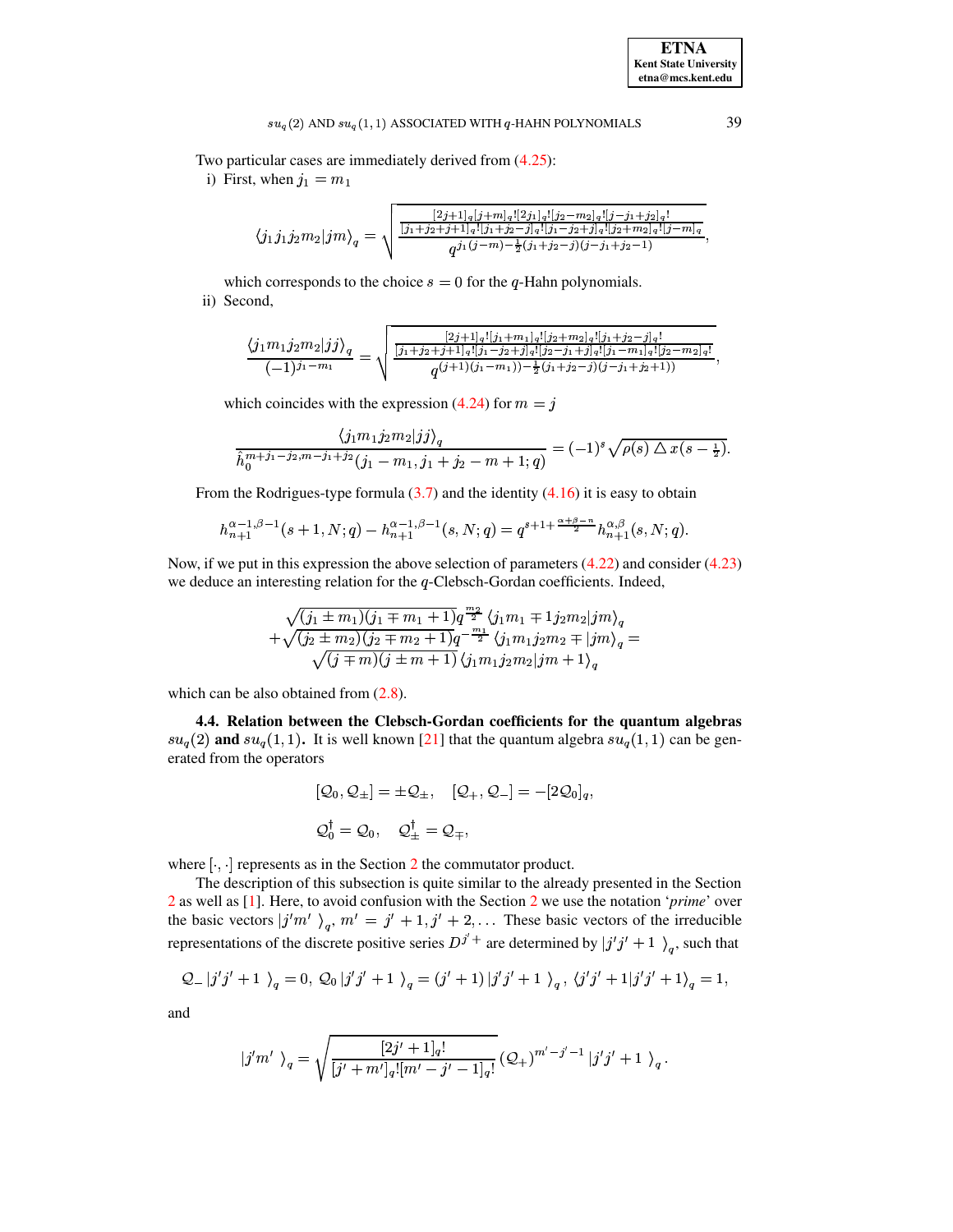Two particular cases are immediately derived from (4.25):

i) First, when $j_1 = m_1$

$$\langle j_1 j_1 j_2 m_2 | jm \rangle_q = \sqrt{\frac{\frac{[2j+1]_q [j+m]_q! [2j_1]_q! [j_2-m_2]_q! [j-j_1+j_2]_q!}{[j_1+j_2+j+1]_q! [j_1+j_2-j]_q! [j_1-j_2+j]_q! [j_2+m_2]_q! [j-m]_q}}{q^{j_1(j-m)-\frac{1}{2}(j_1+j_2-j)(j-j_1+j_2-1)}}},$$

which corresponds to the choice $s = 0$ for the $q$-Hahn polynomials.

ii) Second,

$$\frac{\langle j_1 m_1 j_2 m_2 | jj \rangle_q}{(-1)^{j_1-m_1}} = \sqrt{\frac{\frac{[2j+1]_q! [j_1+m_1]_q! [j_2+m_2]_q! [j_1+j_2-j]_q!}{[j_1+j_2+j+1]_q! [j_1-j_2+j]_q! [j_2-j_1+j]_q! [j_1-m_1]_q! [j_2-m_2]_q!}}{q^{(j+1)(j_1-m_1))-\frac{1}{2}(j_1+j_2-j)(j-j_1+j_2+1))}}},$$

which coincides with the expression (4.24) for $m = j$

$$\frac{\langle j_1 m_1 j_2 m_2 | jj \rangle_q}{\hat{h}_0^{m+j_1-j_2, m-j_1+j_2}(j_1-m_1, j_1+j_2-m+1; q)} = (-1)^s \sqrt{\rho(s) \triangle x(s-\tfrac{1}{2})}.$$

From the Rodrigues-type formula (3.7) and the identity (4.16) it is easy to obtain

$$h_{n+1}^{\alpha-1,\beta-1}(s+1, N; q) - h_{n+1}^{\alpha-1,\beta-1}(s, N; q) = q^{s+1+\frac{\alpha+\beta-n}{2}} h_{n+1}^{\alpha,\beta}(s, N; q).$$

Now, if we put in this expression the above selection of parameters (4.22) and consider (4.23) we deduce an interesting relation for the $q$-Clebsch-Gordan coefficients. Indeed,

$$\begin{gathered}\sqrt{(j_1 \pm m_1)(j_1 \mp m_1 + 1)}\, q^{\frac{m_2}{2}} \langle j_1 m_1 \mp 1 j_2 m_2 | jm \rangle_q \\ + \sqrt{(j_2 \pm m_2)(j_2 \mp m_2 + 1)}\, q^{-\frac{m_1}{2}} \langle j_1 m_1 j_2 m_2 \mp | jm \rangle_q = \\ \sqrt{(j \mp m)(j \pm m + 1)}\, \langle j_1 m_1 j_2 m_2 | jm + 1 \rangle_q\end{gathered}$$

which can be also obtained from (2.8).

**4.4. Relation between the Clebsch-Gordan coefficients for the quantum algebras $su_q(2)$ and $su_q(1,1)$.** It is well known [21] that the quantum algebra $su_q(1,1)$ can be generated from the operators

$$[\mathcal{Q}_0, \mathcal{Q}_\pm] = \pm \mathcal{Q}_\pm, \quad [\mathcal{Q}_+, \mathcal{Q}_-] = -[2\mathcal{Q}_0]_q,$$

$$\mathcal{Q}_0^\dagger = \mathcal{Q}_0, \quad \mathcal{Q}_\pm^\dagger = \mathcal{Q}_\mp,$$

where $[\cdot,\cdot]$ represents as in the Section 2 the commutator product.

The description of this subsection is quite similar to the already presented in the Section 2 as well as [1]. Here, to avoid confusion with the Section 2 we use the notation '*prime*' over the basic vectors $|j'm'\rangle_q$, $m' = j'+1, j'+2, \ldots$ These basic vectors of the irreducible representations of the discrete positive series $D^{j'+}$ are determined by $|j'j'+1\rangle_q$, such that

$$\mathcal{Q}_- |j'j'+1\rangle_q = 0, \; \mathcal{Q}_0 |j'j'+1\rangle_q = (j'+1) |j'j'+1\rangle_q, \; \langle j'j'+1 | j'j'+1 \rangle_q = 1,$$

and

$$|j'm'\rangle_q = \sqrt{\frac{[2j'+1]_q!}{[j'+m']_q! [m'-j'-1]_q!}} (\mathcal{Q}_+)^{m'-j'-1} |j'j'+1\rangle_q.$$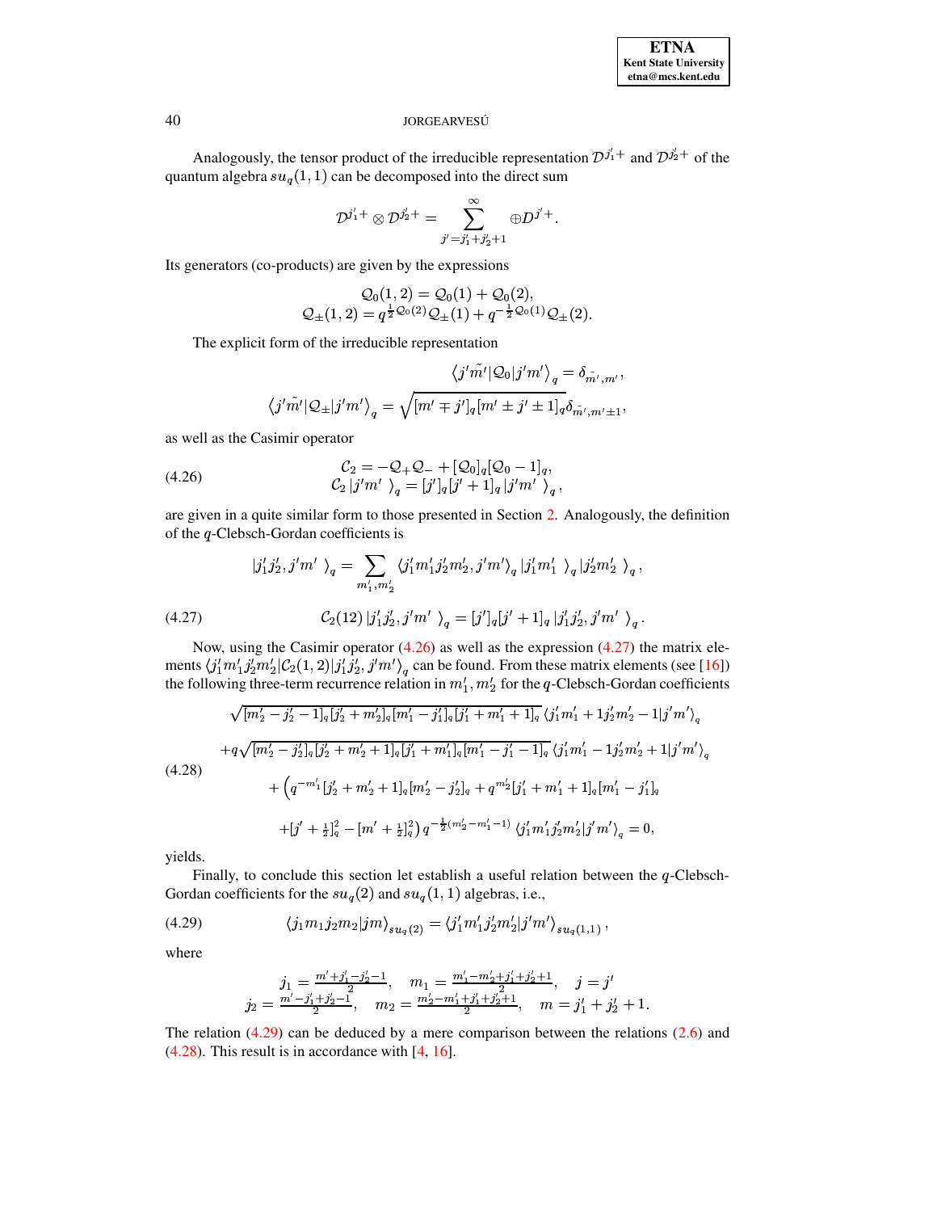Analogously, the tensor product of the irreducible representation $\mathcal{D}^{j_1'+}$ and $\mathcal{D}^{j_2'+}$ of the quantum algebra $su_q(1,1)$ can be decomposed into the direct sum

$$\mathcal{D}^{j_1'+} \otimes \mathcal{D}^{j_2'+} = \sum_{j'=j_1'+j_2'+1}^{\infty} \oplus D^{j'+}.$$

Its generators (co-products) are given by the expressions

$$\begin{aligned} \mathcal{Q}_0(1,2) &= \mathcal{Q}_0(1) + \mathcal{Q}_0(2), \\ \mathcal{Q}_\pm(1,2) &= q^{\frac{1}{2}\mathcal{Q}_0(2)}\mathcal{Q}_\pm(1) + q^{-\frac{1}{2}\mathcal{Q}_0(1)}\mathcal{Q}_\pm(2). \end{aligned}$$

The explicit form of the irreducible representation

$$\left\langle j'\tilde{m}'|\mathcal{Q}_0|j'm'\right\rangle_q = \delta_{\tilde{m}',m'},$$

$$\left\langle j'\tilde{m}'|\mathcal{Q}_\pm|j'm'\right\rangle_q = \sqrt{[m'\mp j']_q[m'\pm j'\pm 1]_q}\,\delta_{\tilde{m}',m'\pm 1},$$

as well as the Casimir operator

$$\begin{aligned} \mathcal{C}_2 &= -\mathcal{Q}_+\mathcal{Q}_- + [\mathcal{Q}_0]_q[\mathcal{Q}_0 - 1]_q, \\ \mathcal{C}_2\left|j'm'\right\rangle_q &= [j']_q[j'+1]_q\left|j'm'\right\rangle_q, \end{aligned} \tag{4.26}$$

are given in a quite similar form to those presented in Section 2. Analogously, the definition of the $q$-Clebsch-Gordan coefficients is

$$\left|j_1'j_2', j'm'\right\rangle_q = \sum_{m_1',m_2'} \langle j_1'm_1'j_2'm_2', j'm'\rangle_q \left|j_1'm_1'\right\rangle_q \left|j_2'm_2'\right\rangle_q,$$

$$\mathcal{C}_2(12)\left|j_1'j_2', j'm'\right\rangle_q = [j']_q[j'+1]_q\left|j_1'j_2', j'm'\right\rangle_q. \tag{4.27}$$

Now, using the Casimir operator (4.26) as well as the expression (4.27) the matrix elements $\langle j_1'm_1'j_2'm_2'|\mathcal{C}_2(1,2)|j_1'j_2', j'm'\rangle_q$ can be found. From these matrix elements (see [16]) the following three-term recurrence relation in $m_1', m_2'$ for the $q$-Clebsch-Gordan coefficients

$$\begin{aligned} &\sqrt{[m_2'-j_2'-1]_q[j_2'+m_2']_q[m_1'-j_1']_q[j_1'+m_1'+1]_q}\,\langle j_1'm_1'+1j_2'm_2'-1|j'm'\rangle_q \\ &+q\sqrt{[m_2'-j_2']_q[j_2'+m_2'+1]_q[j_1'+m_1']_q[m_1'-j_1'-1]_q}\,\langle j_1'm_1'-1j_2'm_2'+1|j'm'\rangle_q \\ &\quad+\Big(q^{-m_1'}[j_2'+m_2'+1]_q[m_2'-j_2']_q + q^{m_2'}[j_1'+m_1'+1]_q[m_1'-j_1']_q \\ &\quad+[j'+\tfrac{1}{2}]_q^2 - [m'+\tfrac{1}{2}]_q^2\Big)\,q^{-\frac{1}{2}(m_2'-m_1'-1)}\,\langle j_1'm_1'j_2'm_2'|j'm'\rangle_q = 0, \end{aligned} \tag{4.28}$$

yields.

Finally, to conclude this section let establish a useful relation between the $q$-Clebsch-Gordan coefficients for the $su_q(2)$ and $su_q(1,1)$ algebras, i.e.,

$$\langle j_1m_1j_2m_2|jm\rangle_{su_q(2)} = \langle j_1'm_1'j_2'm_2'|j'm'\rangle_{su_q(1,1)}, \tag{4.29}$$

where

$$\begin{aligned} j_1 &= \tfrac{m'+j_1'-j_2'-1}{2}, \quad m_1 = \tfrac{m_1'-m_2'+j_1'+j_2'+1}{2}, \quad j = j' \\ j_2 &= \tfrac{m'-j_1'+j_2'-1}{2}, \quad m_2 = \tfrac{m_2'-m_1'+j_1'+j_2'+1}{2}, \quad m = j_1'+j_2'+1. \end{aligned}$$

The relation (4.29) can be deduced by a mere comparison between the relations (2.6) and (4.28). This result is in accordance with [4, 16].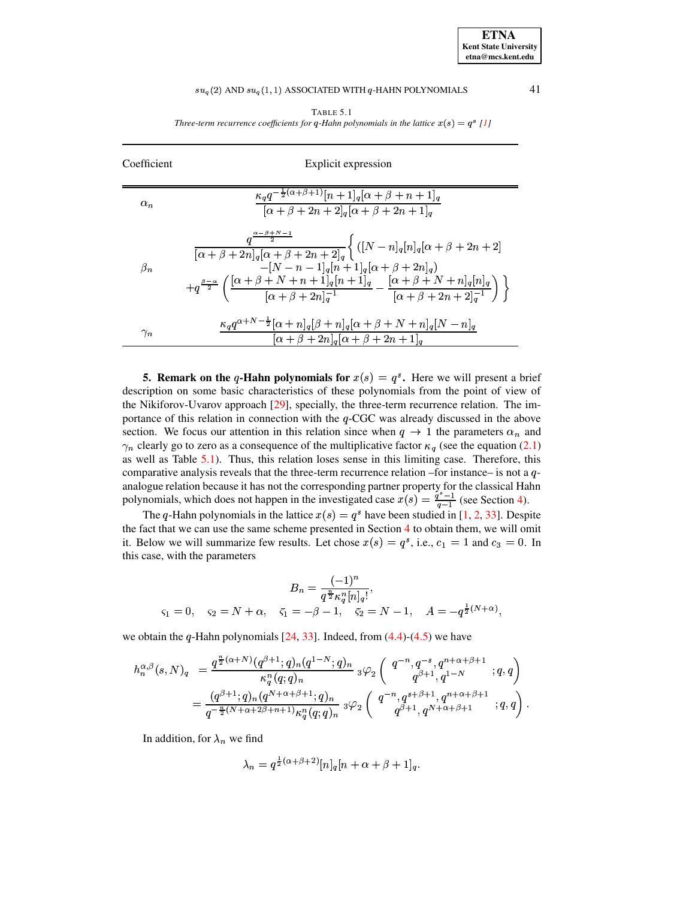TABLE 5.1
*Three-term recurrence coefficients for q-Hahn polynomials in the lattice $x(s) = q^s$ [1]*

| Coefficient | Explicit expression |
|---|---|
| $\alpha_n$ | $\dfrac{\kappa_q q^{-\frac{1}{2}(\alpha+\beta+1)}[n+1]_q[\alpha+\beta+n+1]_q}{[\alpha+\beta+2n+2]_q[\alpha+\beta+2n+1]_q}$ |
| $\beta_n$ | $\dfrac{q^{\frac{\alpha-\beta+N-1}{2}}}{[\alpha+\beta+2n]_q[\alpha+\beta+2n+2]_q}\Big\{ ([N-n]_q[n]_q[\alpha+\beta+2n+2] - [N-n-1]_q[n+1]_q[\alpha+\beta+2n]_q) + q^{\frac{\beta-\alpha}{2}}\left(\dfrac{[\alpha+\beta+N+n+1]_q[n+1]_q}{[\alpha+\beta+2n]_q^{-1}} - \dfrac{[\alpha+\beta+N+n]_q[n]_q}{[\alpha+\beta+2n+2]_q^{-1}}\right)\Big\}$ |
| $\gamma_n$ | $\dfrac{\kappa_q q^{\alpha+N-\frac{1}{2}}[\alpha+n]_q[\beta+n]_q[\alpha+\beta+N+n]_q[N-n]_q}{[\alpha+\beta+2n]_q[\alpha+\beta+2n+1]_q}$ |

**5. Remark on the $q$-Hahn polynomials for $x(s) = q^s$.** Here we will present a brief description on some basic characteristics of these polynomials from the point of view of the Nikiforov-Uvarov approach [29], specially, the three-term recurrence relation. The importance of this relation in connection with the $q$-CGC was already discussed in the above section. We focus our attention in this relation since when $q \to 1$ the parameters $\alpha_n$ and $\gamma_n$ clearly go to zero as a consequence of the multiplicative factor $\kappa_q$ (see the equation (2.1) as well as Table 5.1). Thus, this relation loses sense in this limiting case. Therefore, this comparative analysis reveals that the three-term recurrence relation –for instance– is not a $q$-analogue relation because it has not the corresponding partner property for the classical Hahn polynomials, which does not happen in the investigated case $x(s) = \frac{q^s-1}{q-1}$ (see Section 4).

The $q$-Hahn polynomials in the lattice $x(s) = q^s$ have been studied in [1, 2, 33]. Despite the fact that we can use the same scheme presented in Section 4 to obtain them, we will omit it. Below we will summarize few results. Let chose $x(s) = q^s$, i.e., $c_1 = 1$ and $c_3 = 0$. In this case, with the parameters

$$B_n = \frac{(-1)^n}{q^{\frac{n}{2}}\kappa_q^n [n]_q!},$$
$$\varsigma_1 = 0, \quad \varsigma_2 = N+\alpha, \quad \bar{\varsigma}_1 = -\beta-1, \quad \bar{\varsigma}_2 = N-1, \quad A = -q^{\frac{1}{2}(N+\alpha)},$$

we obtain the $q$-Hahn polynomials [24, 33]. Indeed, from (4.4)-(4.5) we have

$$\begin{aligned} h_n^{\alpha,\beta}(s,N)_q &= \frac{q^{\frac{n}{2}(\alpha+N)}(q^{\beta+1};q)_n(q^{1-N};q)_n}{\kappa_q^n (q;q)_n}\, {}_3\varphi_2\left(\begin{array}{c} q^{-n}, q^{-s}, q^{n+\alpha+\beta+1} \\ q^{\beta+1}, q^{1-N} \end{array}; q, q\right) \\ &= \frac{(q^{\beta+1};q)_n (q^{N+\alpha+\beta+1};q)_n}{q^{-\frac{n}{2}(N+\alpha+2\beta+n+1)}\kappa_q^n (q;q)_n}\, {}_3\varphi_2\left(\begin{array}{c} q^{-n}, q^{s+\beta+1}, q^{n+\alpha+\beta+1} \\ q^{\beta+1}, q^{N+\alpha+\beta+1} \end{array}; q, q\right). \end{aligned}$$

In addition, for $\lambda_n$ we find

$$\lambda_n = q^{\frac{1}{2}(\alpha+\beta+2)}[n]_q[n+\alpha+\beta+1]_q.$$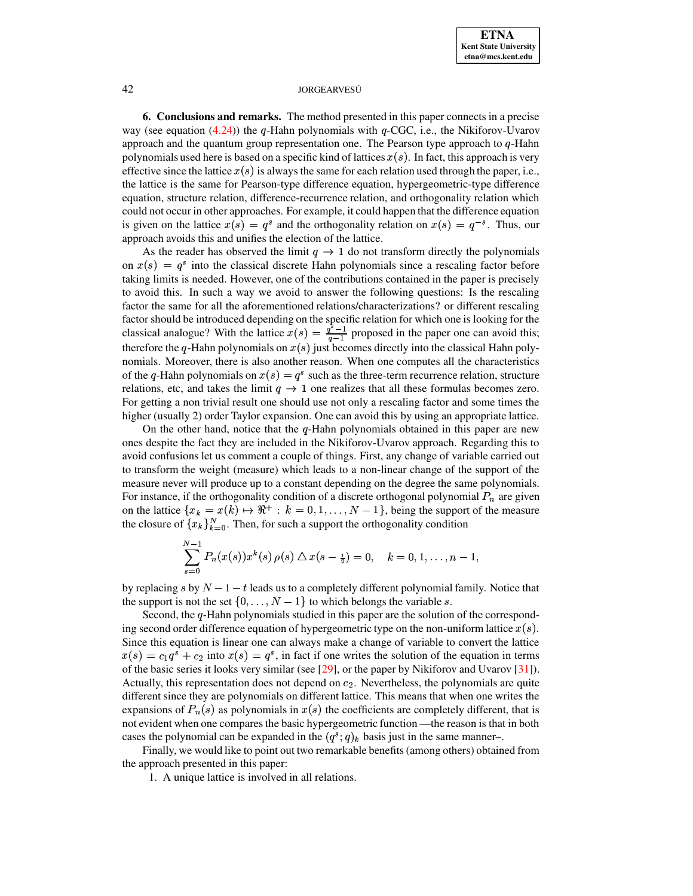**6. Conclusions and remarks.** The method presented in this paper connects in a precise way (see equation (4.24)) the $q$-Hahn polynomials with $q$-CGC, i.e., the Nikiforov-Uvarov approach and the quantum group representation one. The Pearson type approach to $q$-Hahn polynomials used here is based on a specific kind of lattices $x(s)$. In fact, this approach is very effective since the lattice $x(s)$ is always the same for each relation used through the paper, i.e., the lattice is the same for Pearson-type difference equation, hypergeometric-type difference equation, structure relation, difference-recurrence relation, and orthogonality relation which could not occur in other approaches. For example, it could happen that the difference equation is given on the lattice $x(s) = q^s$ and the orthogonality relation on $x(s) = q^{-s}$. Thus, our approach avoids this and unifies the election of the lattice.

As the reader has observed the limit $q \to 1$ do not transform directly the polynomials on $x(s) = q^s$ into the classical discrete Hahn polynomials since a rescaling factor before taking limits is needed. However, one of the contributions contained in the paper is precisely to avoid this. In such a way we avoid to answer the following questions: Is the rescaling factor the same for all the aforementioned relations/characterizations? or different rescaling factor should be introduced depending on the specific relation for which one is looking for the classical analogue? With the lattice $x(s) = \frac{q^s-1}{q-1}$ proposed in the paper one can avoid this; therefore the $q$-Hahn polynomials on $x(s)$ just becomes directly into the classical Hahn polynomials. Moreover, there is also another reason. When one computes all the characteristics of the $q$-Hahn polynomials on $x(s) = q^s$ such as the three-term recurrence relation, structure relations, etc, and takes the limit $q \to 1$ one realizes that all these formulas becomes zero. For getting a non trivial result one should use not only a rescaling factor and some times the higher (usually 2) order Taylor expansion. One can avoid this by using an appropriate lattice.

On the other hand, notice that the $q$-Hahn polynomials obtained in this paper are new ones despite the fact they are included in the Nikiforov-Uvarov approach. Regarding this to avoid confusions let us comment a couple of things. First, any change of variable carried out to transform the weight (measure) which leads to a non-linear change of the support of the measure never will produce up to a constant depending on the degree the same polynomials. For instance, if the orthogonality condition of a discrete orthogonal polynomial $P_n$ are given on the lattice $\{x_k = x(k) \mapsto \Re^+ : k = 0, 1, \ldots, N-1\}$, being the support of the measure the closure of $\{x_k\}_{k=0}^N$. Then, for such a support the orthogonality condition

$$\sum_{s=0}^{N-1} P_n(x(s)) x^k(s)\, \rho(s) \bigtriangleup x(s - \tfrac{1}{2}) = 0, \quad k = 0, 1, \ldots, n-1,$$

by replacing $s$ by $N-1-t$ leads us to a completely different polynomial family. Notice that the support is not the set $\{0, \ldots, N-1\}$ to which belongs the variable $s$.

Second, the $q$-Hahn polynomials studied in this paper are the solution of the corresponding second order difference equation of hypergeometric type on the non-uniform lattice $x(s)$. Since this equation is linear one can always make a change of variable to convert the lattice $x(s) = c_1 q^s + c_2$ into $x(s) = q^s$, in fact if one writes the solution of the equation in terms of the basic series it looks very similar (see [29], or the paper by Nikiforov and Uvarov [31]). Actually, this representation does not depend on $c_2$. Nevertheless, the polynomials are quite different since they are polynomials on different lattice. This means that when one writes the expansions of $P_n(s)$ as polynomials in $x(s)$ the coefficients are completely different, that is not evident when one compares the basic hypergeometric function —the reason is that in both cases the polynomial can be expanded in the $(q^s; q)_k$ basis just in the same manner–.

Finally, we would like to point out two remarkable benefits (among others) obtained from the approach presented in this paper:

1. A unique lattice is involved in all relations.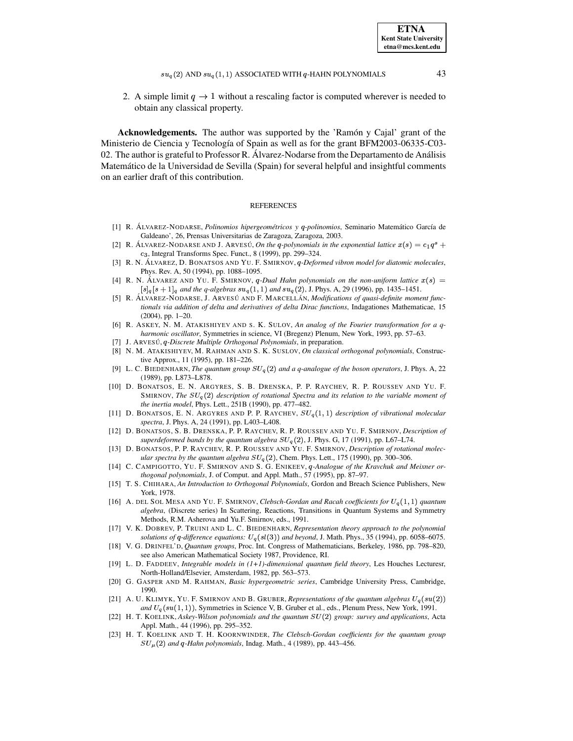2. A simple limit $q \to 1$ without a rescaling factor is computed wherever is needed to obtain any classical property.

**Acknowledgements.** The author was supported by the 'Ramón y Cajal' grant of the Ministerio de Ciencia y Tecnología of Spain as well as for the grant BFM2003-06335-C03-02. The author is grateful to Professor R. Álvarez-Nodarse from the Departamento de Análisis Matemático de la Universidad de Sevilla (Spain) for several helpful and insightful comments on an earlier draft of this contribution.

## REFERENCES

[1] R. Álvarez-Nodarse, *Polinomios hipergeométricos y q-polinomios*, Seminario Matemático García de Galdeano', 26, Prensas Universitarias de Zaragoza, Zaragoza, 2003.

[2] R. Álvarez-Nodarse and J. Arvesú, *On the q-polynomials in the exponential lattice $x(s) = c_1 q^s + c_3$*, Integral Transforms Spec. Funct., 8 (1999), pp. 299–324.

[3] R. N. Álvarez, D. Bonatsos and Yu. F. Smirnov, *q-Deformed vibron model for diatomic molecules*, Phys. Rev. A, 50 (1994), pp. 1088–1095.

[4] R. N. Álvarez and Yu. F. Smirnov, *q-Dual Hahn polynomials on the non-uniform lattice $x(s) = [s]_q[s+1]_q$ and the q-algebras $su_q(1,1)$ and $su_q(2)$*, J. Phys. A, 29 (1996), pp. 1435–1451.

[5] R. Álvarez-Nodarse, J. Arvesú and F. Marcellán, *Modifications of quasi-definite moment functionals via addition of delta and derivatives of delta Dirac functions*, Indagationes Mathematicae, 15 (2004), pp. 1–20.

[6] R. Askey, N. M. Atakishiyev and s. K. Sulov, *An analog of the Fourier transformation for a q-harmonic oscillator*, Symmetries in science, VI (Bregenz) Plenum, New York, 1993, pp. 57–63.

[7] J. Arvesú, *q-Discrete Multiple Orthogonal Polynomials*, in preparation.

[8] N. M. Atakishiyev, M. Rahman and S. K. Suslov, *On classical orthogonal polynomials*, Constructive Approx., 11 (1995), pp. 181–226.

[9] L. C. Biedenharn, *The quantum group $SU_q(2)$ and a q-analogue of the boson operators*, J. Phys. A, 22 (1989), pp. L873–L878.

[10] D. Bonatsos, E. N. Argyres, S. B. Drenska, P. P. Raychev, R. P. Roussev and Yu. F. Smirnov, *The $SU_q(2)$ description of rotational Spectra and its relation to the variable moment of the inertia model*, Phys. Lett., 251B (1990), pp. 477–482.

[11] D. Bonatsos, E. N. Argyres and P. P. Raychev, *$SU_q(1,1)$ description of vibrational molecular spectra*, J. Phys. A, 24 (1991), pp. L403–L408.

[12] D. Bonatsos, S. B. Drenska, P. P. Raychev, R. P. Roussev and Yu. F. Smirnov, *Description of superdeformed bands by the quantum algebra $SU_q(2)$*, J. Phys. G, 17 (1991), pp. L67–L74.

[13] D. Bonatsos, P. P. Raychev, R. P. Roussev and Yu. F. Smirnov, *Description of rotational molecular spectra by the quantum algebra $SU_q(2)$*, Chem. Phys. Lett., 175 (1990), pp. 300–306.

[14] C. Campigotto, Yu. F. Smirnov and S. G. Enikeev, *q-Analogue of the Kravchuk and Meixner orthogonal polynomials*, J. of Comput. and Appl. Math., 57 (1995), pp. 87–97.

[15] T. S. Chihara, *An Introduction to Orthogonal Polynomials*, Gordon and Breach Science Publishers, New York, 1978.

[16] A. del Sol Mesa and Yu. F. Smirnov, *Clebsch-Gordan and Racah coefficients for $U_q(1,1)$ quantum algebra*, (Discrete series) In Scattering, Reactions, Transitions in Quantum Systems and Symmetry Methods, R.M. Asherova and Yu.F. Smirnov, eds., 1991.

[17] V. K. Dobrev, P. Truini and L. C. Biedenharn, *Representation theory approach to the polynomial solutions of q-difference equations: $U_q(sl(3))$ and beyond*, J. Math. Phys., 35 (1994), pp. 6058–6075.

[18] V. G. Drinfel'd, *Quantum groups*, Proc. Int. Congress of Mathematicians, Berkeley, 1986, pp. 798–820, see also American Mathematical Society 1987, Providence, RI.

[19] L. D. Faddeev, *Integrable models in (1+1)-dimensional quantum field theory*, Les Houches Lecturesr, North-Holland/Elsevier, Amsterdam, 1982, pp. 563–573.

[20] G. Gasper and M. Rahman, *Basic hypergeometric series*, Cambridge University Press, Cambridge, 1990.

[21] A. U. Klimyk, Yu. F. Smirnov and B. Gruber, *Representations of the quantum algebras $U_q(su(2))$ and $U_q(su(1,1))$*, Symmetries in Science V, B. Gruber et al., eds., Plenum Press, New York, 1991.

[22] H. T. Koelink, *Askey-Wilson polynomials and the quantum $SU(2)$ group: survey and applications*, Acta Appl. Math., 44 (1996), pp. 295–352.

[23] H. T. Koelink and T. H. Koornwinder, *The Clebsch-Gordan coefficients for the quantum group $SU_\mu(2)$ and q-Hahn polynomials*, Indag. Math., 4 (1989), pp. 443–456.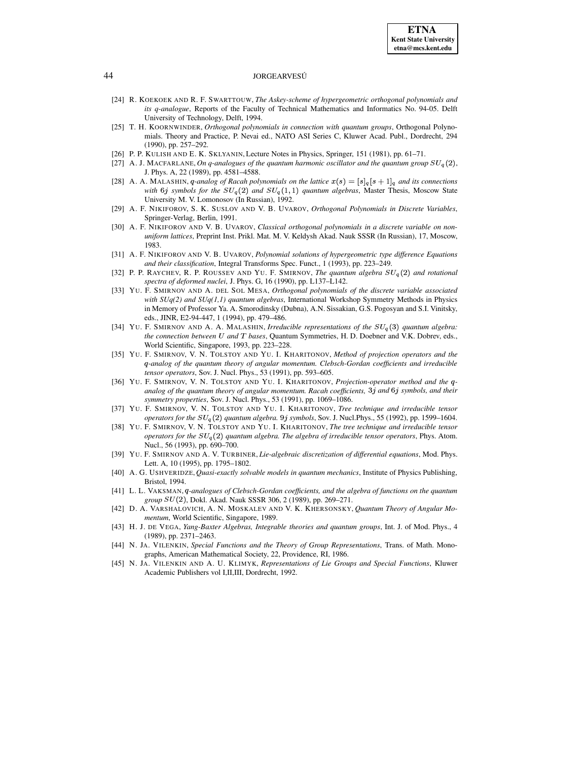[24] R. KOEKOEK AND R. F. SWARTTOUW, *The Askey-scheme of hypergeometric orthogonal polynomials and its q-analogue*, Reports of the Faculty of Technical Mathematics and Informatics No. 94-05. Delft University of Technology, Delft, 1994.

[25] T. H. KOORNWINDER, *Orthogonal polynomials in connection with quantum groups*, Orthogonal Polynomials. Theory and Practice, P. Nevai ed., NATO ASI Series C, Kluwer Acad. Publ., Dordrecht, 294 (1990), pp. 257–292.

[26] P. P. KULISH AND E. K. SKLYANIN, Lecture Notes in Physics, Springer, 151 (1981), pp. 61–71.

[27] A. J. MACFARLANE, *On q-analogues of the quantum harmonic oscillator and the quantum group $SU_q(2)$*, J. Phys. A, 22 (1989), pp. 4581–4588.

[28] A. A. MALASHIN, *q-analog of Racah polynomials on the lattice $x(s) = [s]_q[s+1]_q$ and its connections with $6j$ symbols for the $SU_q(2)$ and $SU_q(1,1)$ quantum algebras*, Master Thesis, Moscow State University M. V. Lomonosov (In Russian), 1992.

[29] A. F. NIKIFOROV, S. K. SUSLOV AND V. B. UVAROV, *Orthogonal Polynomials in Discrete Variables*, Springer-Verlag, Berlin, 1991.

[30] A. F. NIKIFOROV AND V. B. UVAROV, *Classical orthogonal polynomials in a discrete variable on non-uniform lattices*, Preprint Inst. Prikl. Mat. M. V. Keldysh Akad. Nauk SSSR (In Russian), 17, Moscow, 1983.

[31] A. F. NIKIFOROV AND V. B. UVAROV, *Polynomial solutions of hypergeometric type difference Equations and their classification*, Integral Transforms Spec. Funct., 1 (1993), pp. 223–249.

[32] P. P. RAYCHEV, R. P. ROUSSEV AND YU. F. SMIRNOV, *The quantum algebra $SU_q(2)$ and rotational spectra of deformed nuclei*, J. Phys. G, 16 (1990), pp. L137–L142.

[33] YU. F. SMIRNOV AND A. DEL SOL MESA, *Orthogonal polynomials of the discrete variable associated with SUq(2) and SUq(1,1) quantum algebras*, International Workshop Symmetry Methods in Physics in Memory of Professor Ya. A. Smorodinsky (Dubna), A.N. Sissakian, G.S. Pogosyan and S.I. Vinitsky, eds., JINR, E2-94-447, 1 (1994), pp. 479–486.

[34] YU. F. SMIRNOV AND A. A. MALASHIN, *Irreducible representations of the $SU_q(3)$ quantum algebra: the connection between $U$ and $T$ bases*, Quantum Symmetries, H. D. Doebner and V.K. Dobrev, eds., World Scientific, Singapore, 1993, pp. 223–228.

[35] YU. F. SMIRNOV, V. N. TOLSTOY AND YU. I. KHARITONOV, *Method of projection operators and the $q$-analog of the quantum theory of angular momentum. Clebsch-Gordan coefficients and irreducible tensor operators*, Sov. J. Nucl. Phys., 53 (1991), pp. 593–605.

[36] YU. F. SMIRNOV, V. N. TOLSTOY AND YU. I. KHARITONOV, *Projection-operator method and the $q$-analog of the quantum theory of angular momentum. Racah coefficients, $3j$ and $6j$ symbols, and their symmetry properties*, Sov. J. Nucl. Phys., 53 (1991), pp. 1069–1086.

[37] YU. F. SMIRNOV, V. N. TOLSTOY AND YU. I. KHARITONOV, *Tree technique and irreducible tensor operators for the $SU_q(2)$ quantum algebra. $9j$ symbols*, Sov. J. Nucl.Phys., 55 (1992), pp. 1599–1604.

[38] YU. F. SMIRNOV, V. N. TOLSTOY AND YU. I. KHARITONOV, *The tree technique and irreducible tensor operators for the $SU_q(2)$ quantum algebra. The algebra of irreducible tensor operators*, Phys. Atom. Nucl., 56 (1993), pp. 690–700.

[39] YU. F. SMIRNOV AND A. V. TURBINER, *Lie-algebraic discretization of differential equations*, Mod. Phys. Lett. A, 10 (1995), pp. 1795–1802.

[40] A. G. USHVERIDZE, *Quasi-exactly solvable models in quantum mechanics*, Institute of Physics Publishing, Bristol, 1994.

[41] L. L. VAKSMAN, *$q$-analogues of Clebsch-Gordan coefficients, and the algebra of functions on the quantum group $SU(2)$*, Dokl. Akad. Nauk SSSR 306, 2 (1989), pp. 269–271.

[42] D. A. VARSHALOVICH, A. N. MOSKALEV AND V. K. KHERSONSKY, *Quantum Theory of Angular Momentum*, World Scientific, Singapore, 1989.

[43] H. J. DE VEGA, *Yang-Baxter Algebras, Integrable theories and quantum groups*, Int. J. of Mod. Phys., 4 (1989), pp. 2371–2463.

[44] N. JA. VILENKIN, *Special Functions and the Theory of Group Representations*, Trans. of Math. Monographs, American Mathematical Society, 22, Providence, RI, 1986.

[45] N. JA. VILENKIN AND A. U. KLIMYK, *Representations of Lie Groups and Special Functions*, Kluwer Academic Publishers vol I,II,III, Dordrecht, 1992.